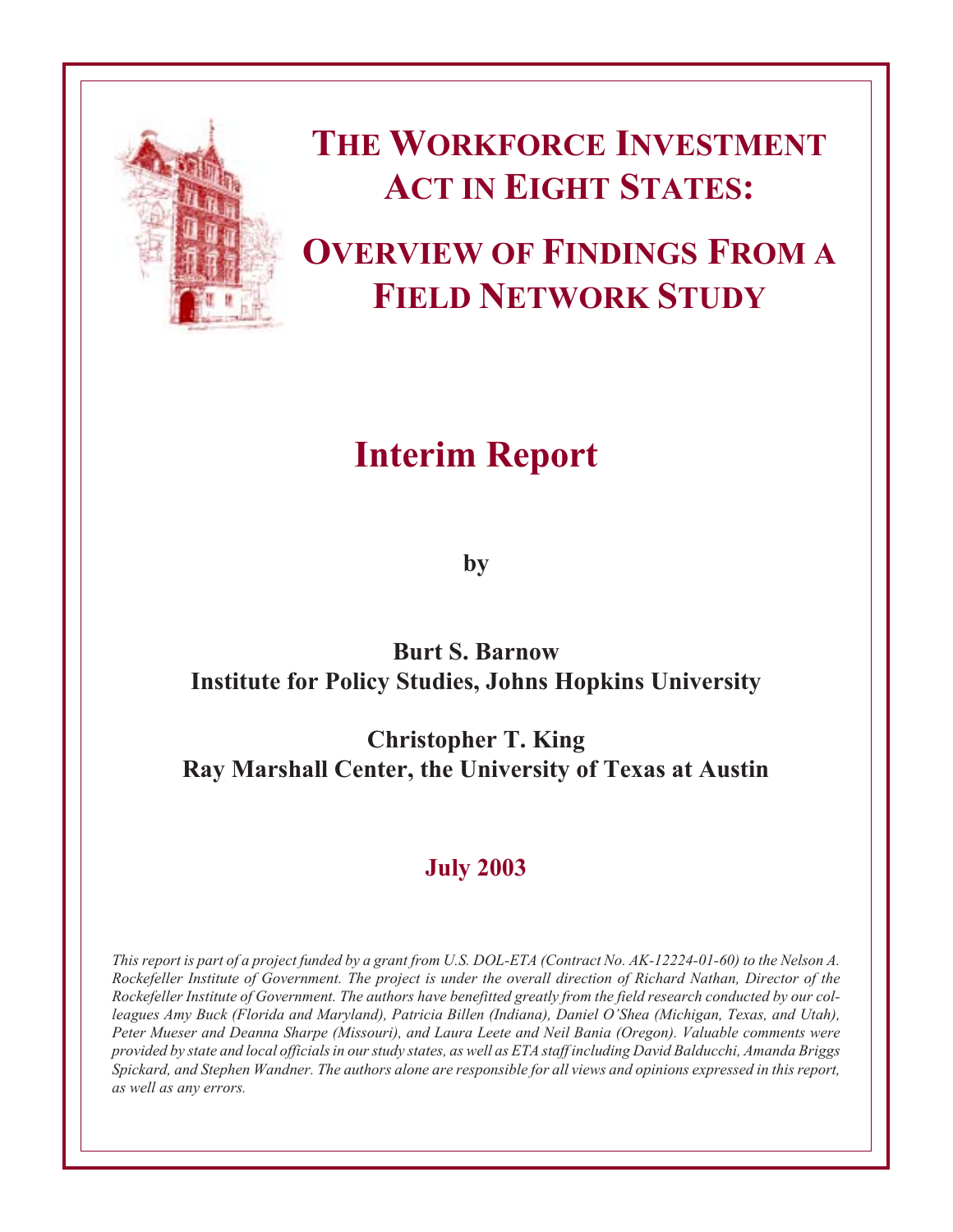# The Workforce Investment Act in Eight States:

# Overview of Findings From a Field Network Study

## Interim Report

by

**Burt S. Barnow**
**Institute for Policy Studies, Johns Hopkins University**

**Christopher T. King**
**Ray Marshall Center, the University of Texas at Austin**

**July 2003**

*This report is part of a project funded by a grant from U.S. DOL-ETA (Contract No. AK-12224-01-60) to the Nelson A. Rockefeller Institute of Government. The project is under the overall direction of Richard Nathan, Director of the Rockefeller Institute of Government. The authors have benefitted greatly from the field research conducted by our colleagues Amy Buck (Florida and Maryland), Patricia Billen (Indiana), Daniel O'Shea (Michigan, Texas, and Utah), Peter Mueser and Deanna Sharpe (Missouri), and Laura Leete and Neil Bania (Oregon). Valuable comments were provided by state and local officials in our study states, as well as ETA staff including David Balducchi, Amanda Briggs Spickard, and Stephen Wandner. The authors alone are responsible for all views and opinions expressed in this report, as well as any errors.*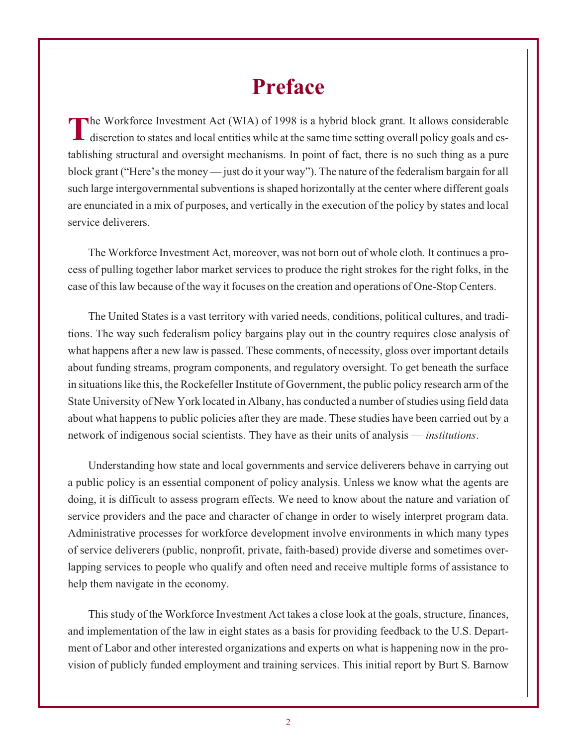# Preface

The Workforce Investment Act (WIA) of 1998 is a hybrid block grant. It allows considerable discretion to states and local entities while at the same time setting overall policy goals and establishing structural and oversight mechanisms. In point of fact, there is no such thing as a pure block grant ("Here's the money — just do it your way"). The nature of the federalism bargain for all such large intergovernmental subventions is shaped horizontally at the center where different goals are enunciated in a mix of purposes, and vertically in the execution of the policy by states and local service deliverers.

The Workforce Investment Act, moreover, was not born out of whole cloth. It continues a process of pulling together labor market services to produce the right strokes for the right folks, in the case of this law because of the way it focuses on the creation and operations of One-Stop Centers.

The United States is a vast territory with varied needs, conditions, political cultures, and traditions. The way such federalism policy bargains play out in the country requires close analysis of what happens after a new law is passed. These comments, of necessity, gloss over important details about funding streams, program components, and regulatory oversight. To get beneath the surface in situations like this, the Rockefeller Institute of Government, the public policy research arm of the State University of New York located in Albany, has conducted a number of studies using field data about what happens to public policies after they are made. These studies have been carried out by a network of indigenous social scientists. They have as their units of analysis — *institutions*.

Understanding how state and local governments and service deliverers behave in carrying out a public policy is an essential component of policy analysis. Unless we know what the agents are doing, it is difficult to assess program effects. We need to know about the nature and variation of service providers and the pace and character of change in order to wisely interpret program data. Administrative processes for workforce development involve environments in which many types of service deliverers (public, nonprofit, private, faith-based) provide diverse and sometimes overlapping services to people who qualify and often need and receive multiple forms of assistance to help them navigate in the economy.

This study of the Workforce Investment Act takes a close look at the goals, structure, finances, and implementation of the law in eight states as a basis for providing feedback to the U.S. Department of Labor and other interested organizations and experts on what is happening now in the provision of publicly funded employment and training services. This initial report by Burt S. Barnow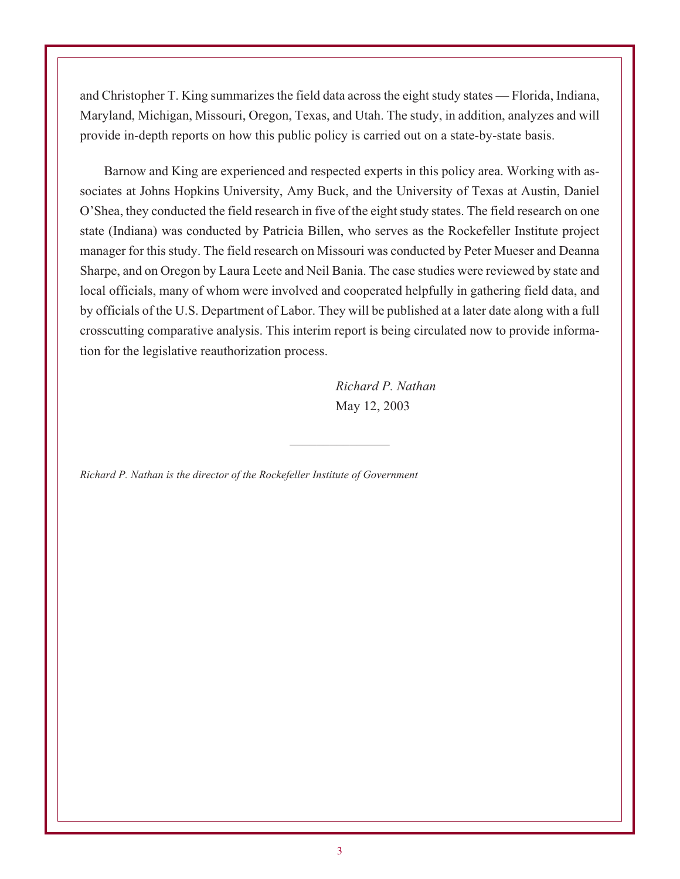and Christopher T. King summarizes the field data across the eight study states — Florida, Indiana, Maryland, Michigan, Missouri, Oregon, Texas, and Utah. The study, in addition, analyzes and will provide in-depth reports on how this public policy is carried out on a state-by-state basis.

Barnow and King are experienced and respected experts in this policy area. Working with associates at Johns Hopkins University, Amy Buck, and the University of Texas at Austin, Daniel O'Shea, they conducted the field research in five of the eight study states. The field research on one state (Indiana) was conducted by Patricia Billen, who serves as the Rockefeller Institute project manager for this study. The field research on Missouri was conducted by Peter Mueser and Deanna Sharpe, and on Oregon by Laura Leete and Neil Bania. The case studies were reviewed by state and local officials, many of whom were involved and cooperated helpfully in gathering field data, and by officials of the U.S. Department of Labor. They will be published at a later date along with a full crosscutting comparative analysis. This interim report is being circulated now to provide information for the legislative reauthorization process.

*Richard P. Nathan*
May 12, 2003

---

*Richard P. Nathan is the director of the Rockefeller Institute of Government*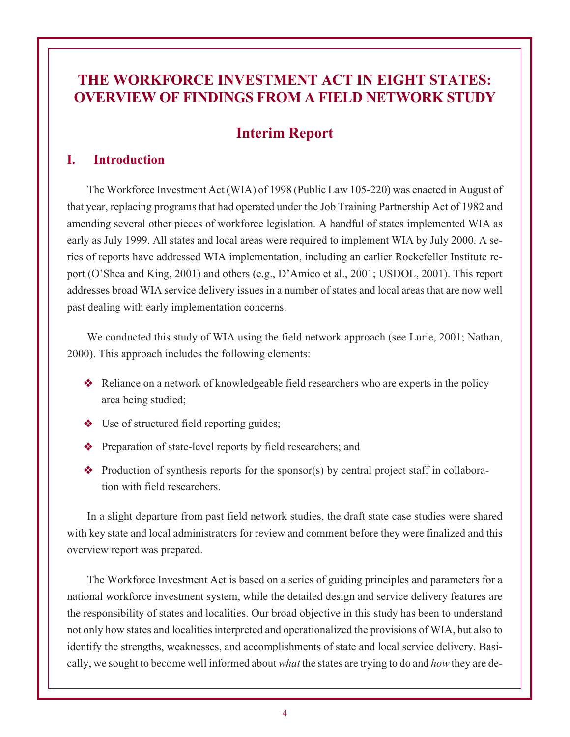# THE WORKFORCE INVESTMENT ACT IN EIGHT STATES: OVERVIEW OF FINDINGS FROM A FIELD NETWORK STUDY

## Interim Report

## I. Introduction

The Workforce Investment Act (WIA) of 1998 (Public Law 105-220) was enacted in August of that year, replacing programs that had operated under the Job Training Partnership Act of 1982 and amending several other pieces of workforce legislation. A handful of states implemented WIA as early as July 1999. All states and local areas were required to implement WIA by July 2000. A series of reports have addressed WIA implementation, including an earlier Rockefeller Institute report (O'Shea and King, 2001) and others (e.g., D'Amico et al., 2001; USDOL, 2001). This report addresses broad WIA service delivery issues in a number of states and local areas that are now well past dealing with early implementation concerns.

We conducted this study of WIA using the field network approach (see Lurie, 2001; Nathan, 2000). This approach includes the following elements:

- Reliance on a network of knowledgeable field researchers who are experts in the policy area being studied;
- Use of structured field reporting guides;
- Preparation of state-level reports by field researchers; and
- Production of synthesis reports for the sponsor(s) by central project staff in collaboration with field researchers.

In a slight departure from past field network studies, the draft state case studies were shared with key state and local administrators for review and comment before they were finalized and this overview report was prepared.

The Workforce Investment Act is based on a series of guiding principles and parameters for a national workforce investment system, while the detailed design and service delivery features are the responsibility of states and localities. Our broad objective in this study has been to understand not only how states and localities interpreted and operationalized the provisions of WIA, but also to identify the strengths, weaknesses, and accomplishments of state and local service delivery. Basically, we sought to become well informed about *what* the states are trying to do and *how* they are de-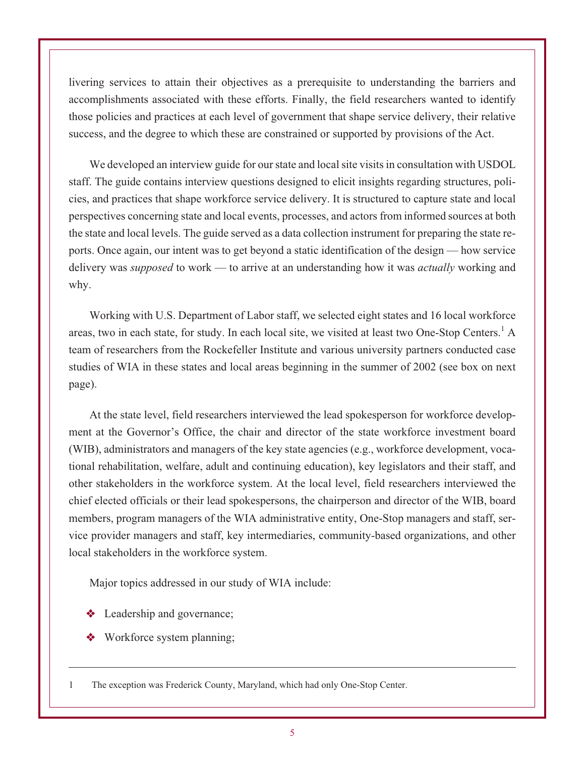livering services to attain their objectives as a prerequisite to understanding the barriers and accomplishments associated with these efforts. Finally, the field researchers wanted to identify those policies and practices at each level of government that shape service delivery, their relative success, and the degree to which these are constrained or supported by provisions of the Act.

We developed an interview guide for our state and local site visits in consultation with USDOL staff. The guide contains interview questions designed to elicit insights regarding structures, policies, and practices that shape workforce service delivery. It is structured to capture state and local perspectives concerning state and local events, processes, and actors from informed sources at both the state and local levels. The guide served as a data collection instrument for preparing the state reports. Once again, our intent was to get beyond a static identification of the design — how service delivery was *supposed* to work — to arrive at an understanding how it was *actually* working and why.

Working with U.S. Department of Labor staff, we selected eight states and 16 local workforce areas, two in each state, for study. In each local site, we visited at least two One-Stop Centers.[1] A team of researchers from the Rockefeller Institute and various university partners conducted case studies of WIA in these states and local areas beginning in the summer of 2002 (see box on next page).

At the state level, field researchers interviewed the lead spokesperson for workforce development at the Governor's Office, the chair and director of the state workforce investment board (WIB), administrators and managers of the key state agencies (e.g., workforce development, vocational rehabilitation, welfare, adult and continuing education), key legislators and their staff, and other stakeholders in the workforce system. At the local level, field researchers interviewed the chief elected officials or their lead spokespersons, the chairperson and director of the WIB, board members, program managers of the WIA administrative entity, One-Stop managers and staff, service provider managers and staff, key intermediaries, community-based organizations, and other local stakeholders in the workforce system.

Major topics addressed in our study of WIA include:

- Leadership and governance;
- Workforce system planning;

---

1 The exception was Frederick County, Maryland, which had only One-Stop Center.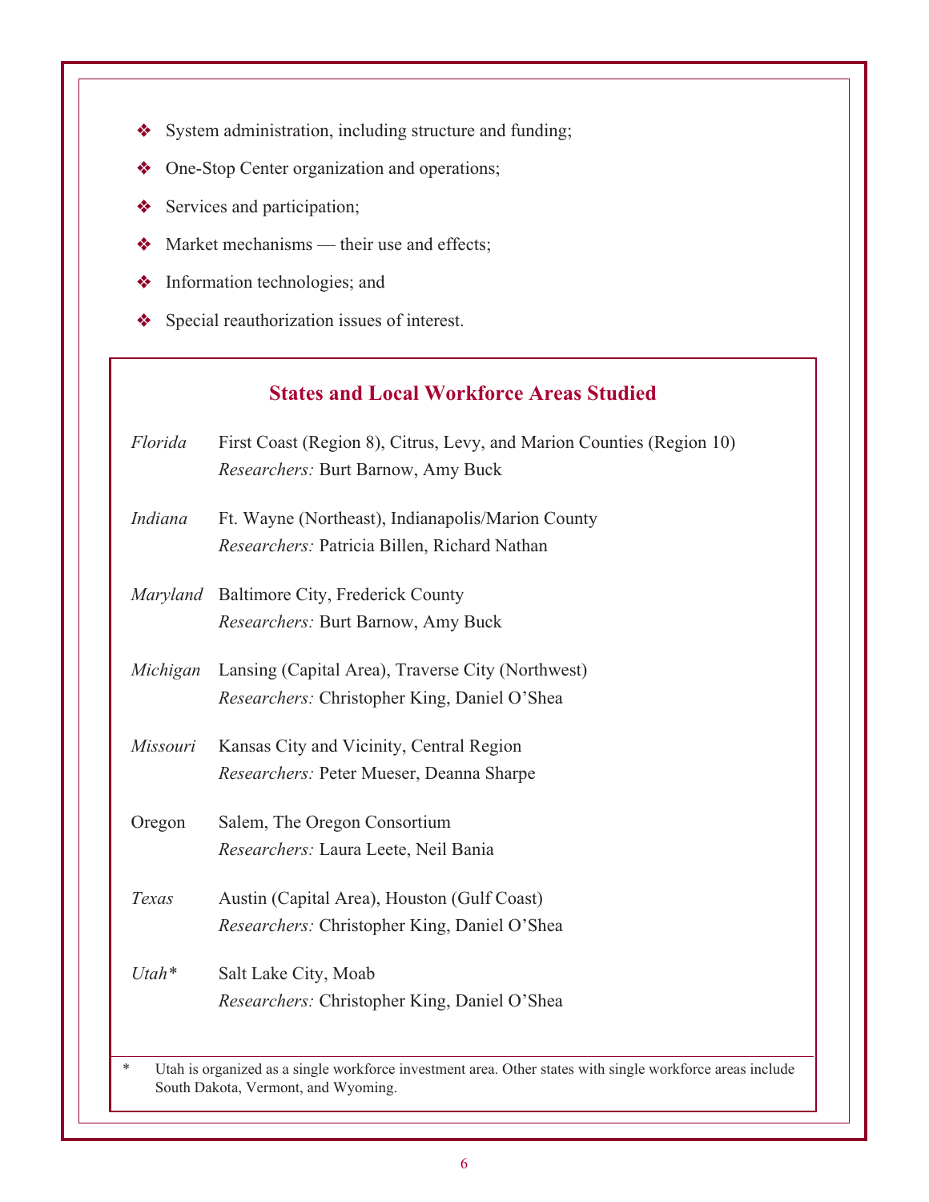- System administration, including structure and funding;
- One-Stop Center organization and operations;
- Services and participation;
- Market mechanisms — their use and effects;
- Information technologies; and
- Special reauthorization issues of interest.

## States and Local Workforce Areas Studied

*Florida* First Coast (Region 8), Citrus, Levy, and Marion Counties (Region 10)
*Researchers:* Burt Barnow, Amy Buck

*Indiana* Ft. Wayne (Northeast), Indianapolis/Marion County
*Researchers:* Patricia Billen, Richard Nathan

*Maryland* Baltimore City, Frederick County
*Researchers:* Burt Barnow, Amy Buck

*Michigan* Lansing (Capital Area), Traverse City (Northwest)
*Researchers:* Christopher King, Daniel O'Shea

*Missouri* Kansas City and Vicinity, Central Region
*Researchers:* Peter Mueser, Deanna Sharpe

Oregon Salem, The Oregon Consortium
*Researchers:* Laura Leete, Neil Bania

*Texas* Austin (Capital Area), Houston (Gulf Coast)
*Researchers:* Christopher King, Daniel O'Shea

*Utah** Salt Lake City, Moab
*Researchers:* Christopher King, Daniel O'Shea

\* Utah is organized as a single workforce investment area. Other states with single workforce areas include South Dakota, Vermont, and Wyoming.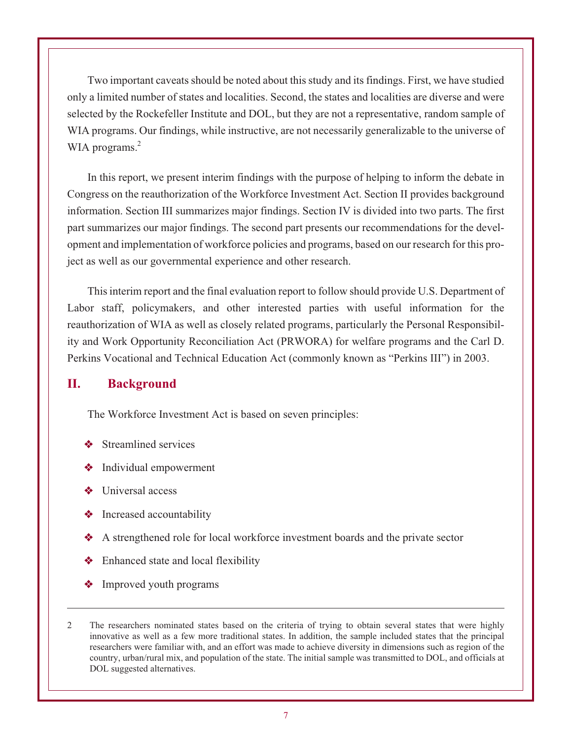Two important caveats should be noted about this study and its findings. First, we have studied only a limited number of states and localities. Second, the states and localities are diverse and were selected by the Rockefeller Institute and DOL, but they are not a representative, random sample of WIA programs. Our findings, while instructive, are not necessarily generalizable to the universe of WIA programs.[2]

In this report, we present interim findings with the purpose of helping to inform the debate in Congress on the reauthorization of the Workforce Investment Act. Section II provides background information. Section III summarizes major findings. Section IV is divided into two parts. The first part summarizes our major findings. The second part presents our recommendations for the development and implementation of workforce policies and programs, based on our research for this project as well as our governmental experience and other research.

This interim report and the final evaluation report to follow should provide U.S. Department of Labor staff, policymakers, and other interested parties with useful information for the reauthorization of WIA as well as closely related programs, particularly the Personal Responsibility and Work Opportunity Reconciliation Act (PRWORA) for welfare programs and the Carl D. Perkins Vocational and Technical Education Act (commonly known as "Perkins III") in 2003.

## II. Background

The Workforce Investment Act is based on seven principles:

- Streamlined services
- Individual empowerment
- Universal access
- Increased accountability
- A strengthened role for local workforce investment boards and the private sector
- Enhanced state and local flexibility
- Improved youth programs

---

2 The researchers nominated states based on the criteria of trying to obtain several states that were highly innovative as well as a few more traditional states. In addition, the sample included states that the principal researchers were familiar with, and an effort was made to achieve diversity in dimensions such as region of the country, urban/rural mix, and population of the state. The initial sample was transmitted to DOL, and officials at DOL suggested alternatives.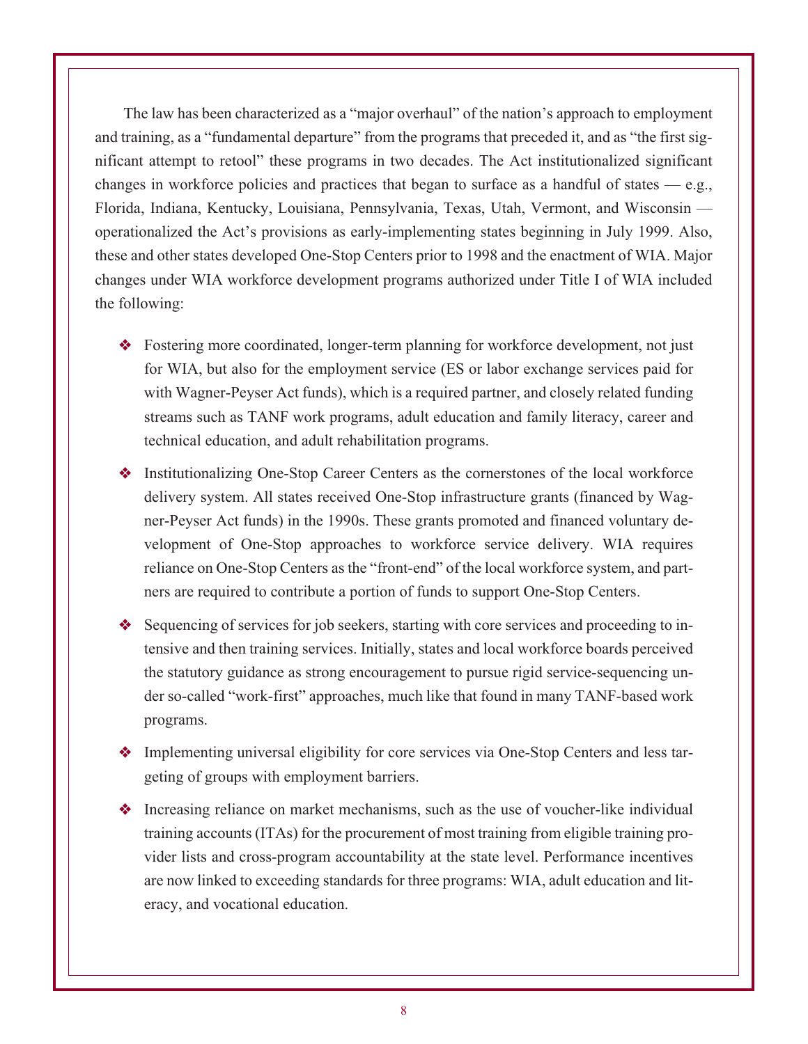The law has been characterized as a "major overhaul" of the nation's approach to employment and training, as a "fundamental departure" from the programs that preceded it, and as "the first significant attempt to retool" these programs in two decades. The Act institutionalized significant changes in workforce policies and practices that began to surface as a handful of states — e.g., Florida, Indiana, Kentucky, Louisiana, Pennsylvania, Texas, Utah, Vermont, and Wisconsin — operationalized the Act's provisions as early-implementing states beginning in July 1999. Also, these and other states developed One-Stop Centers prior to 1998 and the enactment of WIA. Major changes under WIA workforce development programs authorized under Title I of WIA included the following:

- Fostering more coordinated, longer-term planning for workforce development, not just for WIA, but also for the employment service (ES or labor exchange services paid for with Wagner-Peyser Act funds), which is a required partner, and closely related funding streams such as TANF work programs, adult education and family literacy, career and technical education, and adult rehabilitation programs.
- Institutionalizing One-Stop Career Centers as the cornerstones of the local workforce delivery system. All states received One-Stop infrastructure grants (financed by Wagner-Peyser Act funds) in the 1990s. These grants promoted and financed voluntary development of One-Stop approaches to workforce service delivery. WIA requires reliance on One-Stop Centers as the "front-end" of the local workforce system, and partners are required to contribute a portion of funds to support One-Stop Centers.
- Sequencing of services for job seekers, starting with core services and proceeding to intensive and then training services. Initially, states and local workforce boards perceived the statutory guidance as strong encouragement to pursue rigid service-sequencing under so-called "work-first" approaches, much like that found in many TANF-based work programs.
- Implementing universal eligibility for core services via One-Stop Centers and less targeting of groups with employment barriers.
- Increasing reliance on market mechanisms, such as the use of voucher-like individual training accounts (ITAs) for the procurement of most training from eligible training provider lists and cross-program accountability at the state level. Performance incentives are now linked to exceeding standards for three programs: WIA, adult education and literacy, and vocational education.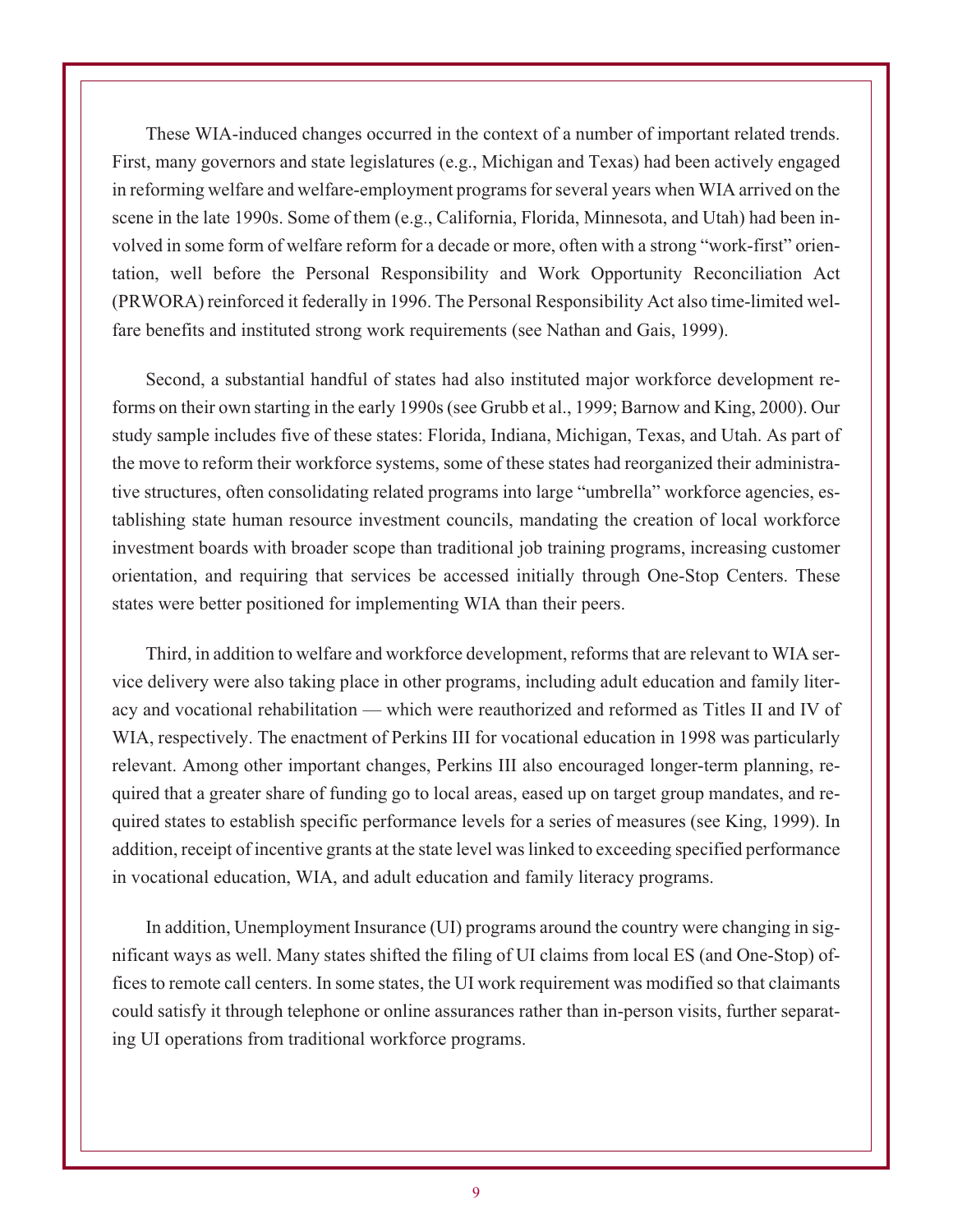These WIA-induced changes occurred in the context of a number of important related trends. First, many governors and state legislatures (e.g., Michigan and Texas) had been actively engaged in reforming welfare and welfare-employment programs for several years when WIA arrived on the scene in the late 1990s. Some of them (e.g., California, Florida, Minnesota, and Utah) had been involved in some form of welfare reform for a decade or more, often with a strong "work-first" orientation, well before the Personal Responsibility and Work Opportunity Reconciliation Act (PRWORA) reinforced it federally in 1996. The Personal Responsibility Act also time-limited welfare benefits and instituted strong work requirements (see Nathan and Gais, 1999).

Second, a substantial handful of states had also instituted major workforce development reforms on their own starting in the early 1990s (see Grubb et al., 1999; Barnow and King, 2000). Our study sample includes five of these states: Florida, Indiana, Michigan, Texas, and Utah. As part of the move to reform their workforce systems, some of these states had reorganized their administrative structures, often consolidating related programs into large "umbrella" workforce agencies, establishing state human resource investment councils, mandating the creation of local workforce investment boards with broader scope than traditional job training programs, increasing customer orientation, and requiring that services be accessed initially through One-Stop Centers. These states were better positioned for implementing WIA than their peers.

Third, in addition to welfare and workforce development, reforms that are relevant to WIA service delivery were also taking place in other programs, including adult education and family literacy and vocational rehabilitation — which were reauthorized and reformed as Titles II and IV of WIA, respectively. The enactment of Perkins III for vocational education in 1998 was particularly relevant. Among other important changes, Perkins III also encouraged longer-term planning, required that a greater share of funding go to local areas, eased up on target group mandates, and required states to establish specific performance levels for a series of measures (see King, 1999). In addition, receipt of incentive grants at the state level was linked to exceeding specified performance in vocational education, WIA, and adult education and family literacy programs.

In addition, Unemployment Insurance (UI) programs around the country were changing in significant ways as well. Many states shifted the filing of UI claims from local ES (and One-Stop) offices to remote call centers. In some states, the UI work requirement was modified so that claimants could satisfy it through telephone or online assurances rather than in-person visits, further separating UI operations from traditional workforce programs.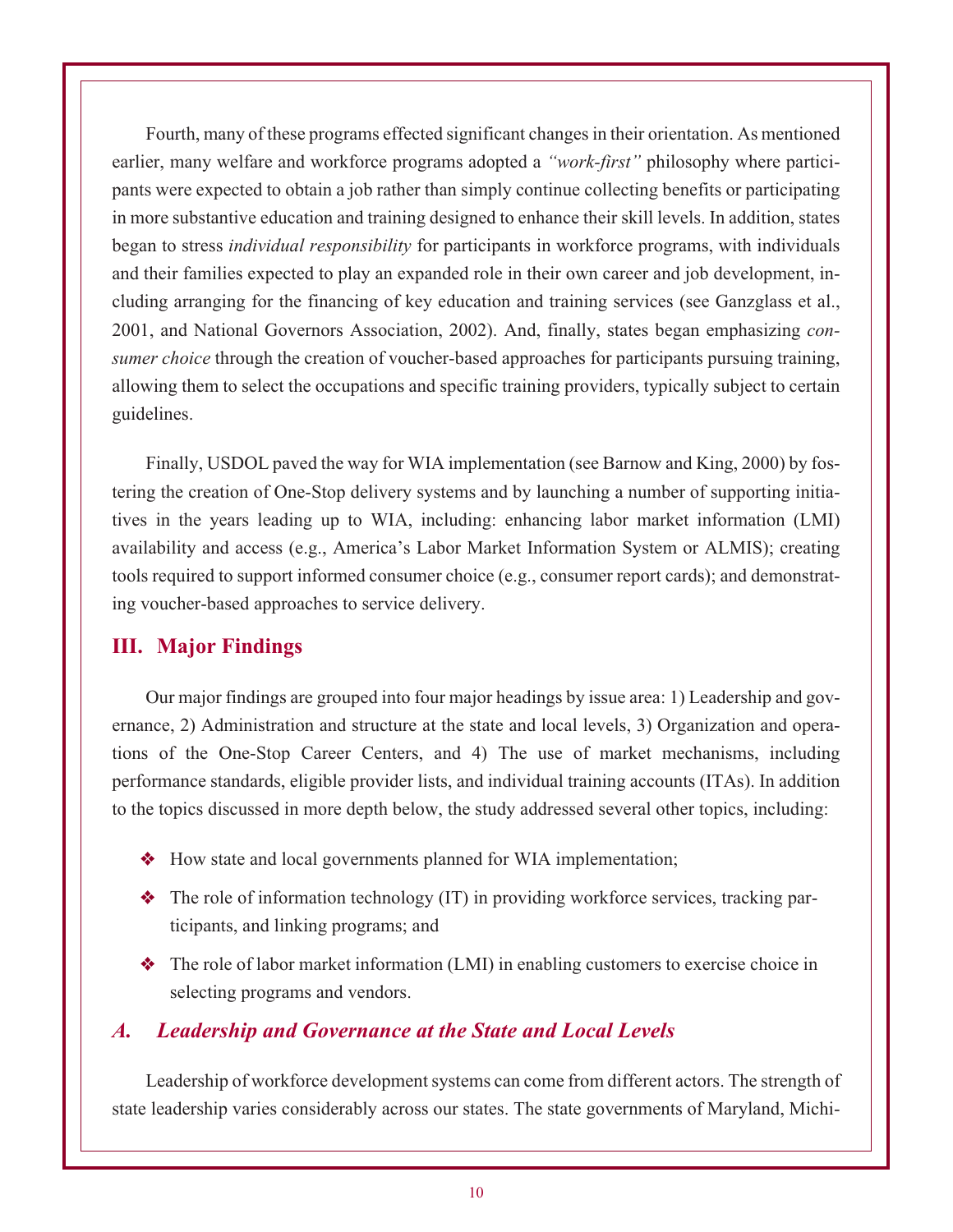Fourth, many of these programs effected significant changes in their orientation. As mentioned earlier, many welfare and workforce programs adopted a *"work-first"* philosophy where participants were expected to obtain a job rather than simply continue collecting benefits or participating in more substantive education and training designed to enhance their skill levels. In addition, states began to stress *individual responsibility* for participants in workforce programs, with individuals and their families expected to play an expanded role in their own career and job development, including arranging for the financing of key education and training services (see Ganzglass et al., 2001, and National Governors Association, 2002). And, finally, states began emphasizing *consumer choice* through the creation of voucher-based approaches for participants pursuing training, allowing them to select the occupations and specific training providers, typically subject to certain guidelines.

Finally, USDOL paved the way for WIA implementation (see Barnow and King, 2000) by fostering the creation of One-Stop delivery systems and by launching a number of supporting initiatives in the years leading up to WIA, including: enhancing labor market information (LMI) availability and access (e.g., America's Labor Market Information System or ALMIS); creating tools required to support informed consumer choice (e.g., consumer report cards); and demonstrating voucher-based approaches to service delivery.

## III. Major Findings

Our major findings are grouped into four major headings by issue area: 1) Leadership and governance, 2) Administration and structure at the state and local levels, 3) Organization and operations of the One-Stop Career Centers, and 4) The use of market mechanisms, including performance standards, eligible provider lists, and individual training accounts (ITAs). In addition to the topics discussed in more depth below, the study addressed several other topics, including:

- How state and local governments planned for WIA implementation;
- The role of information technology (IT) in providing workforce services, tracking participants, and linking programs; and
- The role of labor market information (LMI) in enabling customers to exercise choice in selecting programs and vendors.

### *A. Leadership and Governance at the State and Local Levels*

Leadership of workforce development systems can come from different actors. The strength of state leadership varies considerably across our states. The state governments of Maryland, Michi-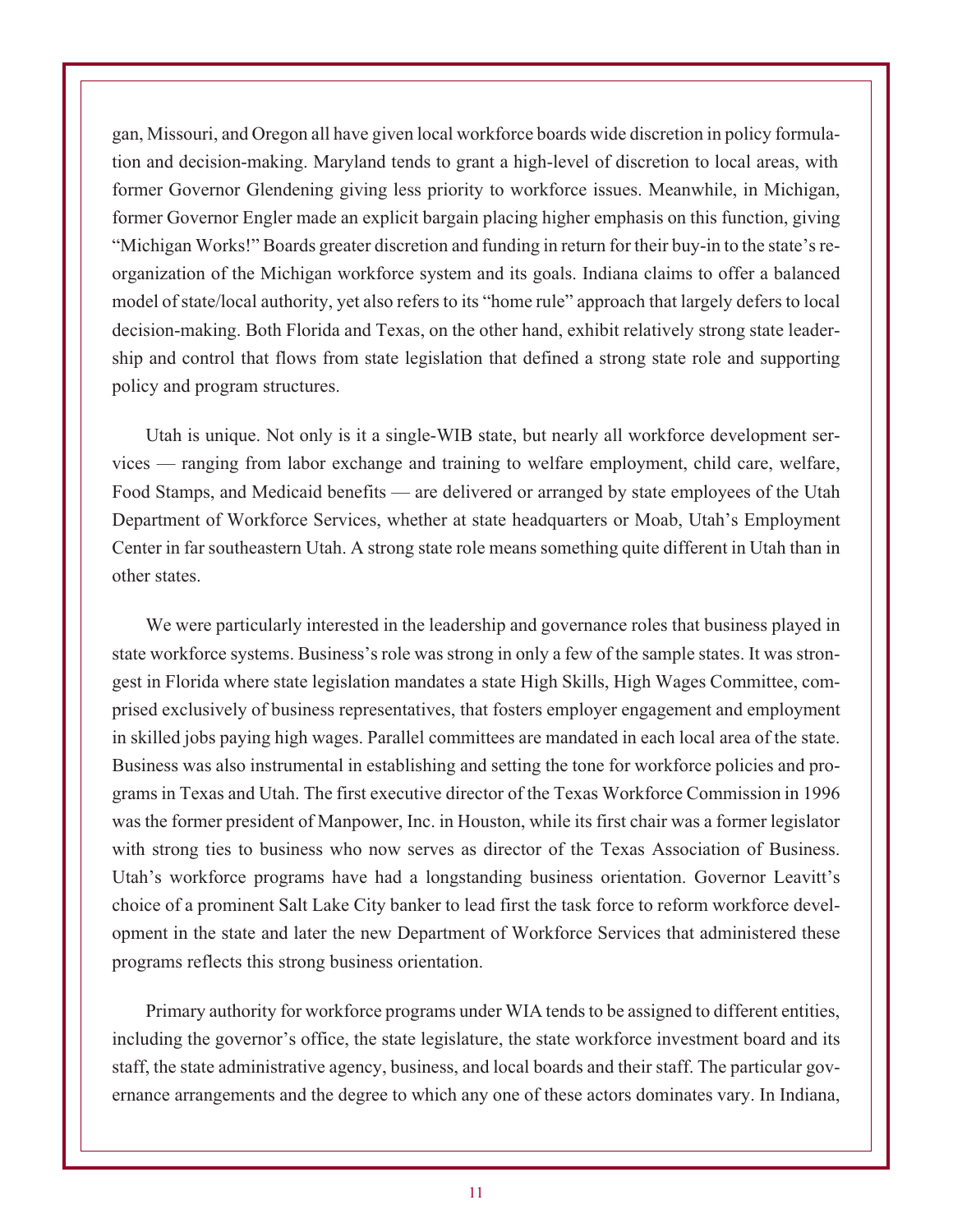gan, Missouri, and Oregon all have given local workforce boards wide discretion in policy formulation and decision-making. Maryland tends to grant a high-level of discretion to local areas, with former Governor Glendening giving less priority to workforce issues. Meanwhile, in Michigan, former Governor Engler made an explicit bargain placing higher emphasis on this function, giving "Michigan Works!" Boards greater discretion and funding in return for their buy-in to the state's reorganization of the Michigan workforce system and its goals. Indiana claims to offer a balanced model of state/local authority, yet also refers to its "home rule" approach that largely defers to local decision-making. Both Florida and Texas, on the other hand, exhibit relatively strong state leadership and control that flows from state legislation that defined a strong state role and supporting policy and program structures.

Utah is unique. Not only is it a single-WIB state, but nearly all workforce development services — ranging from labor exchange and training to welfare employment, child care, welfare, Food Stamps, and Medicaid benefits — are delivered or arranged by state employees of the Utah Department of Workforce Services, whether at state headquarters or Moab, Utah's Employment Center in far southeastern Utah. A strong state role means something quite different in Utah than in other states.

We were particularly interested in the leadership and governance roles that business played in state workforce systems. Business's role was strong in only a few of the sample states. It was strongest in Florida where state legislation mandates a state High Skills, High Wages Committee, comprised exclusively of business representatives, that fosters employer engagement and employment in skilled jobs paying high wages. Parallel committees are mandated in each local area of the state. Business was also instrumental in establishing and setting the tone for workforce policies and programs in Texas and Utah. The first executive director of the Texas Workforce Commission in 1996 was the former president of Manpower, Inc. in Houston, while its first chair was a former legislator with strong ties to business who now serves as director of the Texas Association of Business. Utah's workforce programs have had a longstanding business orientation. Governor Leavitt's choice of a prominent Salt Lake City banker to lead first the task force to reform workforce development in the state and later the new Department of Workforce Services that administered these programs reflects this strong business orientation.

Primary authority for workforce programs under WIA tends to be assigned to different entities, including the governor's office, the state legislature, the state workforce investment board and its staff, the state administrative agency, business, and local boards and their staff. The particular governance arrangements and the degree to which any one of these actors dominates vary. In Indiana,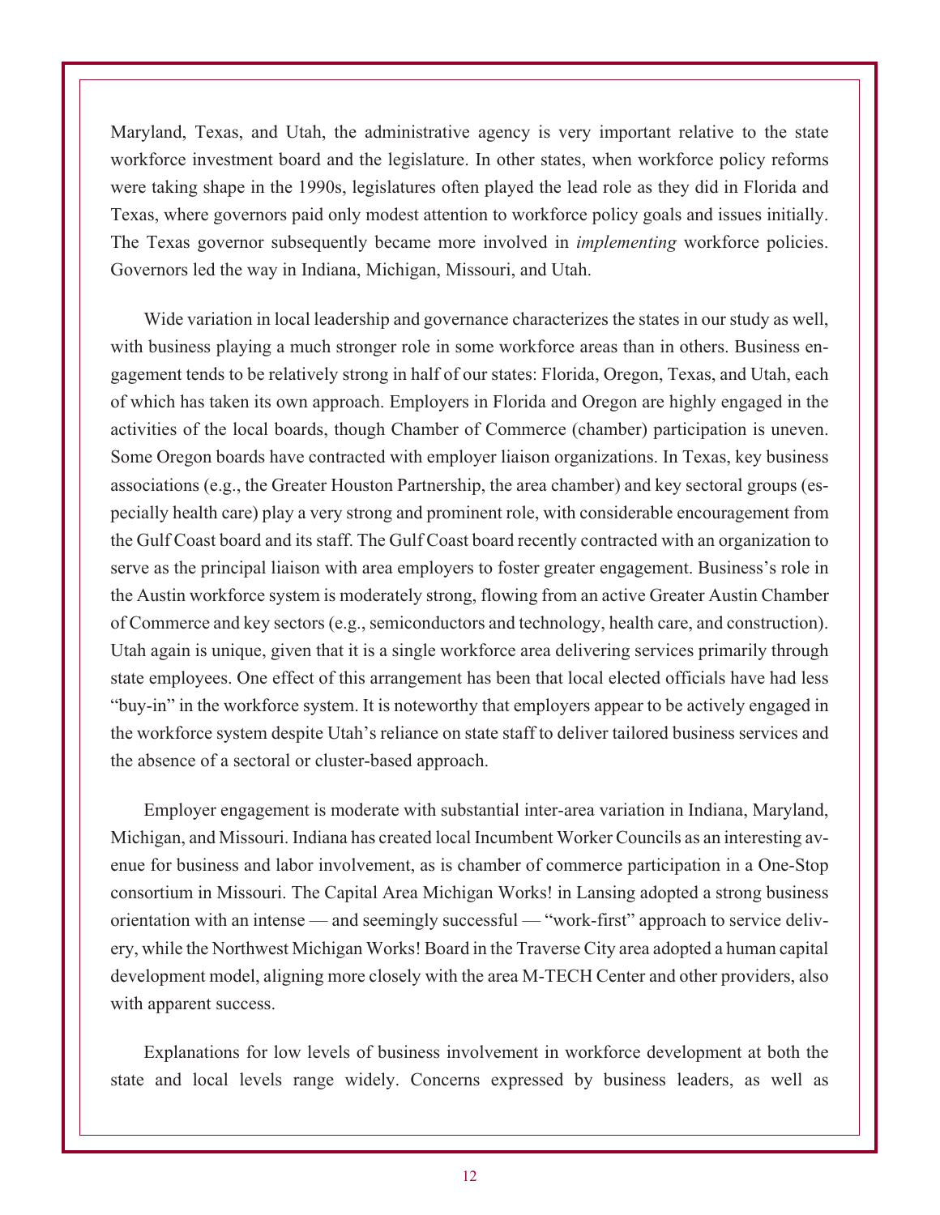Maryland, Texas, and Utah, the administrative agency is very important relative to the state workforce investment board and the legislature. In other states, when workforce policy reforms were taking shape in the 1990s, legislatures often played the lead role as they did in Florida and Texas, where governors paid only modest attention to workforce policy goals and issues initially. The Texas governor subsequently became more involved in *implementing* workforce policies. Governors led the way in Indiana, Michigan, Missouri, and Utah.

Wide variation in local leadership and governance characterizes the states in our study as well, with business playing a much stronger role in some workforce areas than in others. Business engagement tends to be relatively strong in half of our states: Florida, Oregon, Texas, and Utah, each of which has taken its own approach. Employers in Florida and Oregon are highly engaged in the activities of the local boards, though Chamber of Commerce (chamber) participation is uneven. Some Oregon boards have contracted with employer liaison organizations. In Texas, key business associations (e.g., the Greater Houston Partnership, the area chamber) and key sectoral groups (especially health care) play a very strong and prominent role, with considerable encouragement from the Gulf Coast board and its staff. The Gulf Coast board recently contracted with an organization to serve as the principal liaison with area employers to foster greater engagement. Business's role in the Austin workforce system is moderately strong, flowing from an active Greater Austin Chamber of Commerce and key sectors (e.g., semiconductors and technology, health care, and construction). Utah again is unique, given that it is a single workforce area delivering services primarily through state employees. One effect of this arrangement has been that local elected officials have had less "buy-in" in the workforce system. It is noteworthy that employers appear to be actively engaged in the workforce system despite Utah's reliance on state staff to deliver tailored business services and the absence of a sectoral or cluster-based approach.

Employer engagement is moderate with substantial inter-area variation in Indiana, Maryland, Michigan, and Missouri. Indiana has created local Incumbent Worker Councils as an interesting avenue for business and labor involvement, as is chamber of commerce participation in a One-Stop consortium in Missouri. The Capital Area Michigan Works! in Lansing adopted a strong business orientation with an intense — and seemingly successful — "work-first" approach to service delivery, while the Northwest Michigan Works! Board in the Traverse City area adopted a human capital development model, aligning more closely with the area M-TECH Center and other providers, also with apparent success.

Explanations for low levels of business involvement in workforce development at both the state and local levels range widely. Concerns expressed by business leaders, as well as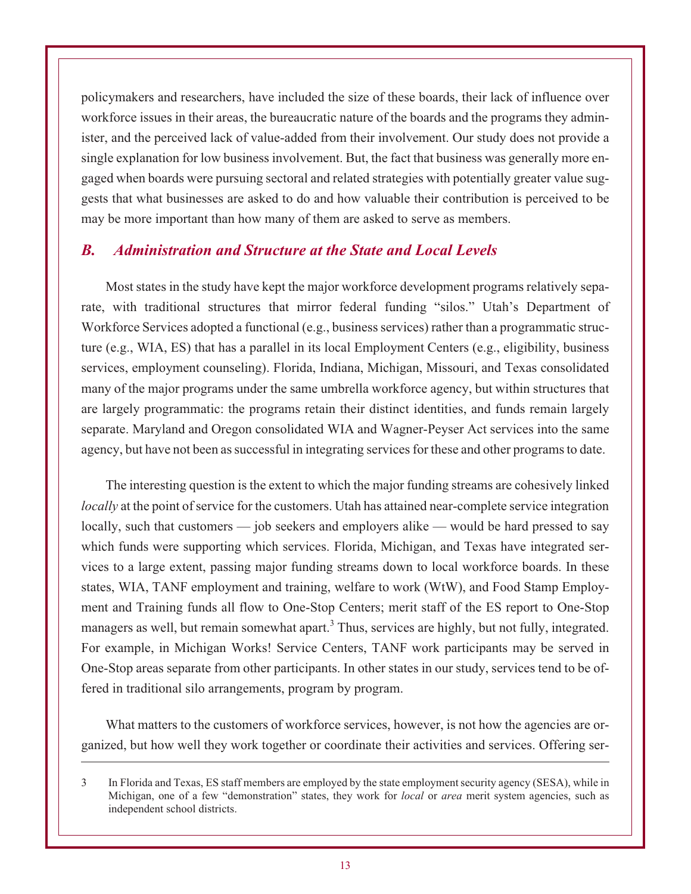policymakers and researchers, have included the size of these boards, their lack of influence over workforce issues in their areas, the bureaucratic nature of the boards and the programs they administer, and the perceived lack of value-added from their involvement. Our study does not provide a single explanation for low business involvement. But, the fact that business was generally more engaged when boards were pursuing sectoral and related strategies with potentially greater value suggests that what businesses are asked to do and how valuable their contribution is perceived to be may be more important than how many of them are asked to serve as members.

## *B. Administration and Structure at the State and Local Levels*

Most states in the study have kept the major workforce development programs relatively separate, with traditional structures that mirror federal funding "silos." Utah's Department of Workforce Services adopted a functional (e.g., business services) rather than a programmatic structure (e.g., WIA, ES) that has a parallel in its local Employment Centers (e.g., eligibility, business services, employment counseling). Florida, Indiana, Michigan, Missouri, and Texas consolidated many of the major programs under the same umbrella workforce agency, but within structures that are largely programmatic: the programs retain their distinct identities, and funds remain largely separate. Maryland and Oregon consolidated WIA and Wagner-Peyser Act services into the same agency, but have not been as successful in integrating services for these and other programs to date.

The interesting question is the extent to which the major funding streams are cohesively linked *locally* at the point of service for the customers. Utah has attained near-complete service integration locally, such that customers — job seekers and employers alike — would be hard pressed to say which funds were supporting which services. Florida, Michigan, and Texas have integrated services to a large extent, passing major funding streams down to local workforce boards. In these states, WIA, TANF employment and training, welfare to work (WtW), and Food Stamp Employment and Training funds all flow to One-Stop Centers; merit staff of the ES report to One-Stop managers as well, but remain somewhat apart.[3] Thus, services are highly, but not fully, integrated. For example, in Michigan Works! Service Centers, TANF work participants may be served in One-Stop areas separate from other participants. In other states in our study, services tend to be offered in traditional silo arrangements, program by program.

What matters to the customers of workforce services, however, is not how the agencies are organized, but how well they work together or coordinate their activities and services. Offering ser-

---

3 In Florida and Texas, ES staff members are employed by the state employment security agency (SESA), while in Michigan, one of a few "demonstration" states, they work for *local* or *area* merit system agencies, such as independent school districts.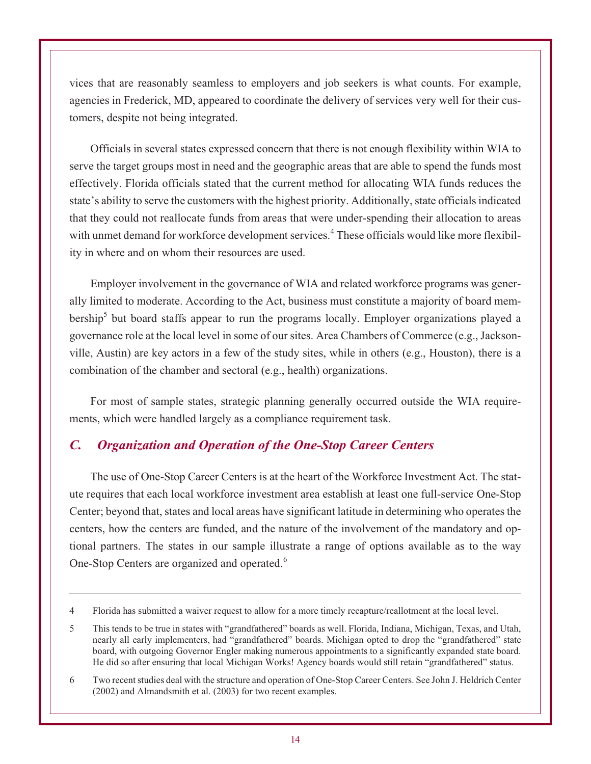vices that are reasonably seamless to employers and job seekers is what counts. For example, agencies in Frederick, MD, appeared to coordinate the delivery of services very well for their customers, despite not being integrated.

Officials in several states expressed concern that there is not enough flexibility within WIA to serve the target groups most in need and the geographic areas that are able to spend the funds most effectively. Florida officials stated that the current method for allocating WIA funds reduces the state's ability to serve the customers with the highest priority. Additionally, state officials indicated that they could not reallocate funds from areas that were under-spending their allocation to areas with unmet demand for workforce development services.[4] These officials would like more flexibility in where and on whom their resources are used.

Employer involvement in the governance of WIA and related workforce programs was generally limited to moderate. According to the Act, business must constitute a majority of board membership[5] but board staffs appear to run the programs locally. Employer organizations played a governance role at the local level in some of our sites. Area Chambers of Commerce (e.g., Jacksonville, Austin) are key actors in a few of the study sites, while in others (e.g., Houston), there is a combination of the chamber and sectoral (e.g., health) organizations.

For most of sample states, strategic planning generally occurred outside the WIA requirements, which were handled largely as a compliance requirement task.

## *C. Organization and Operation of the One-Stop Career Centers*

The use of One-Stop Career Centers is at the heart of the Workforce Investment Act. The statute requires that each local workforce investment area establish at least one full-service One-Stop Center; beyond that, states and local areas have significant latitude in determining who operates the centers, how the centers are funded, and the nature of the involvement of the mandatory and optional partners. The states in our sample illustrate a range of options available as to the way One-Stop Centers are organized and operated.[6]

---

4 Florida has submitted a waiver request to allow for a more timely recapture/reallotment at the local level.

5 This tends to be true in states with "grandfathered" boards as well. Florida, Indiana, Michigan, Texas, and Utah, nearly all early implementers, had "grandfathered" boards. Michigan opted to drop the "grandfathered" state board, with outgoing Governor Engler making numerous appointments to a significantly expanded state board. He did so after ensuring that local Michigan Works! Agency boards would still retain "grandfathered" status.

6 Two recent studies deal with the structure and operation of One-Stop Career Centers. See John J. Heldrich Center (2002) and Almandsmith et al. (2003) for two recent examples.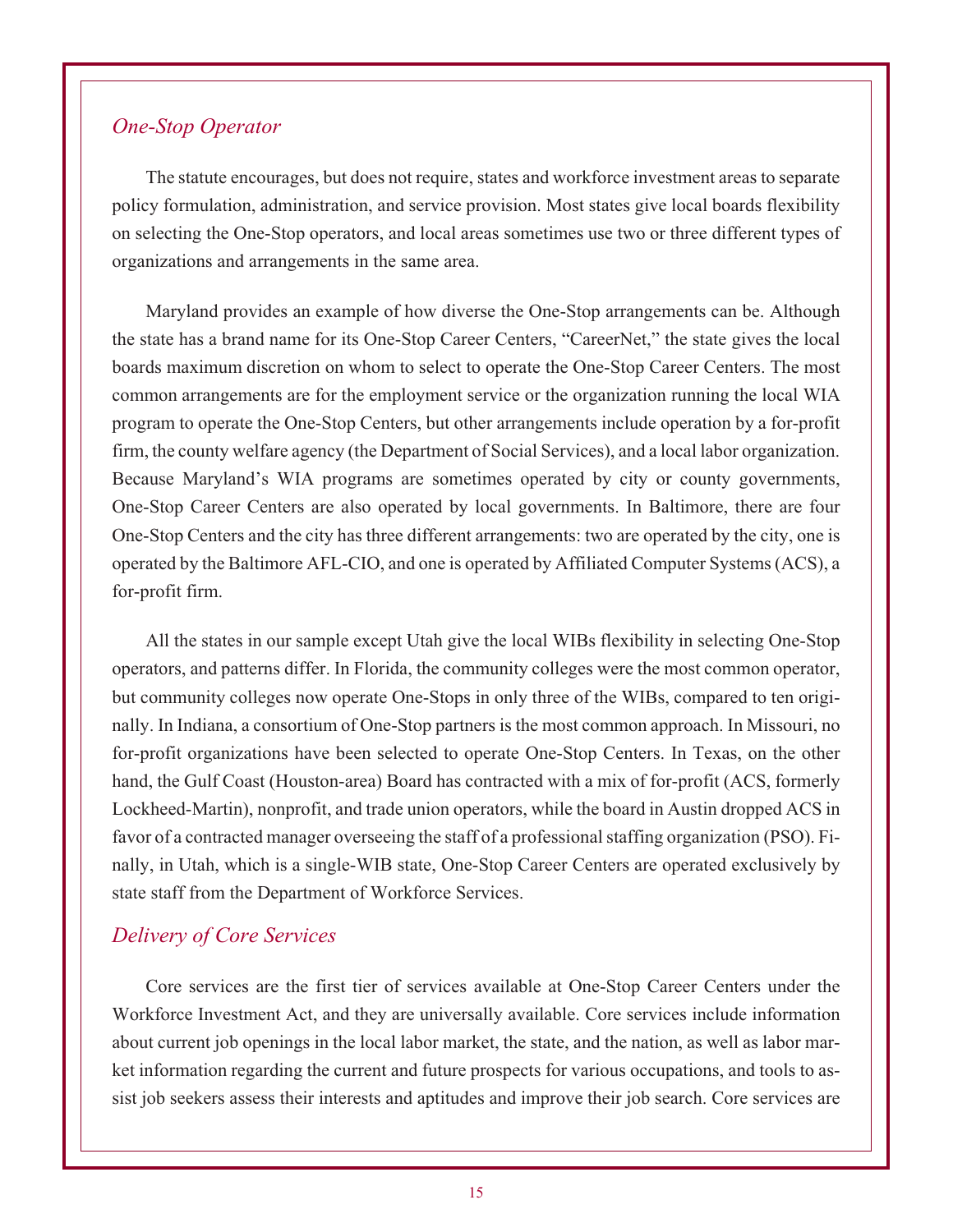## *One-Stop Operator*

The statute encourages, but does not require, states and workforce investment areas to separate policy formulation, administration, and service provision. Most states give local boards flexibility on selecting the One-Stop operators, and local areas sometimes use two or three different types of organizations and arrangements in the same area.

Maryland provides an example of how diverse the One-Stop arrangements can be. Although the state has a brand name for its One-Stop Career Centers, "CareerNet," the state gives the local boards maximum discretion on whom to select to operate the One-Stop Career Centers. The most common arrangements are for the employment service or the organization running the local WIA program to operate the One-Stop Centers, but other arrangements include operation by a for-profit firm, the county welfare agency (the Department of Social Services), and a local labor organization. Because Maryland's WIA programs are sometimes operated by city or county governments, One-Stop Career Centers are also operated by local governments. In Baltimore, there are four One-Stop Centers and the city has three different arrangements: two are operated by the city, one is operated by the Baltimore AFL-CIO, and one is operated by Affiliated Computer Systems (ACS), a for-profit firm.

All the states in our sample except Utah give the local WIBs flexibility in selecting One-Stop operators, and patterns differ. In Florida, the community colleges were the most common operator, but community colleges now operate One-Stops in only three of the WIBs, compared to ten originally. In Indiana, a consortium of One-Stop partners is the most common approach. In Missouri, no for-profit organizations have been selected to operate One-Stop Centers. In Texas, on the other hand, the Gulf Coast (Houston-area) Board has contracted with a mix of for-profit (ACS, formerly Lockheed-Martin), nonprofit, and trade union operators, while the board in Austin dropped ACS in favor of a contracted manager overseeing the staff of a professional staffing organization (PSO). Finally, in Utah, which is a single-WIB state, One-Stop Career Centers are operated exclusively by state staff from the Department of Workforce Services.

## *Delivery of Core Services*

Core services are the first tier of services available at One-Stop Career Centers under the Workforce Investment Act, and they are universally available. Core services include information about current job openings in the local labor market, the state, and the nation, as well as labor market information regarding the current and future prospects for various occupations, and tools to assist job seekers assess their interests and aptitudes and improve their job search. Core services are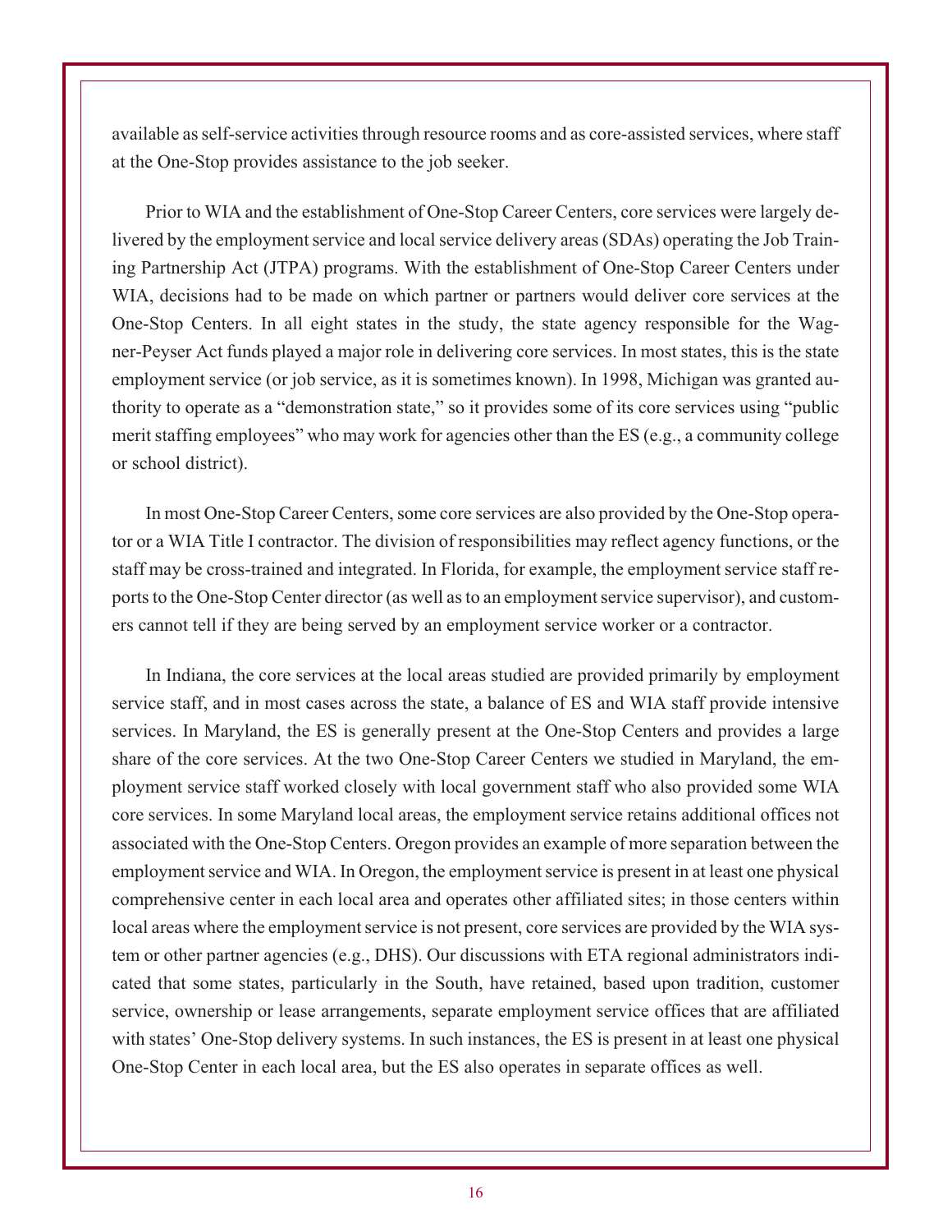available as self-service activities through resource rooms and as core-assisted services, where staff at the One-Stop provides assistance to the job seeker.

Prior to WIA and the establishment of One-Stop Career Centers, core services were largely delivered by the employment service and local service delivery areas (SDAs) operating the Job Training Partnership Act (JTPA) programs. With the establishment of One-Stop Career Centers under WIA, decisions had to be made on which partner or partners would deliver core services at the One-Stop Centers. In all eight states in the study, the state agency responsible for the Wagner-Peyser Act funds played a major role in delivering core services. In most states, this is the state employment service (or job service, as it is sometimes known). In 1998, Michigan was granted authority to operate as a "demonstration state," so it provides some of its core services using "public merit staffing employees" who may work for agencies other than the ES (e.g., a community college or school district).

In most One-Stop Career Centers, some core services are also provided by the One-Stop operator or a WIA Title I contractor. The division of responsibilities may reflect agency functions, or the staff may be cross-trained and integrated. In Florida, for example, the employment service staff reports to the One-Stop Center director (as well as to an employment service supervisor), and customers cannot tell if they are being served by an employment service worker or a contractor.

In Indiana, the core services at the local areas studied are provided primarily by employment service staff, and in most cases across the state, a balance of ES and WIA staff provide intensive services. In Maryland, the ES is generally present at the One-Stop Centers and provides a large share of the core services. At the two One-Stop Career Centers we studied in Maryland, the employment service staff worked closely with local government staff who also provided some WIA core services. In some Maryland local areas, the employment service retains additional offices not associated with the One-Stop Centers. Oregon provides an example of more separation between the employment service and WIA. In Oregon, the employment service is present in at least one physical comprehensive center in each local area and operates other affiliated sites; in those centers within local areas where the employment service is not present, core services are provided by the WIA system or other partner agencies (e.g., DHS). Our discussions with ETA regional administrators indicated that some states, particularly in the South, have retained, based upon tradition, customer service, ownership or lease arrangements, separate employment service offices that are affiliated with states' One-Stop delivery systems. In such instances, the ES is present in at least one physical One-Stop Center in each local area, but the ES also operates in separate offices as well.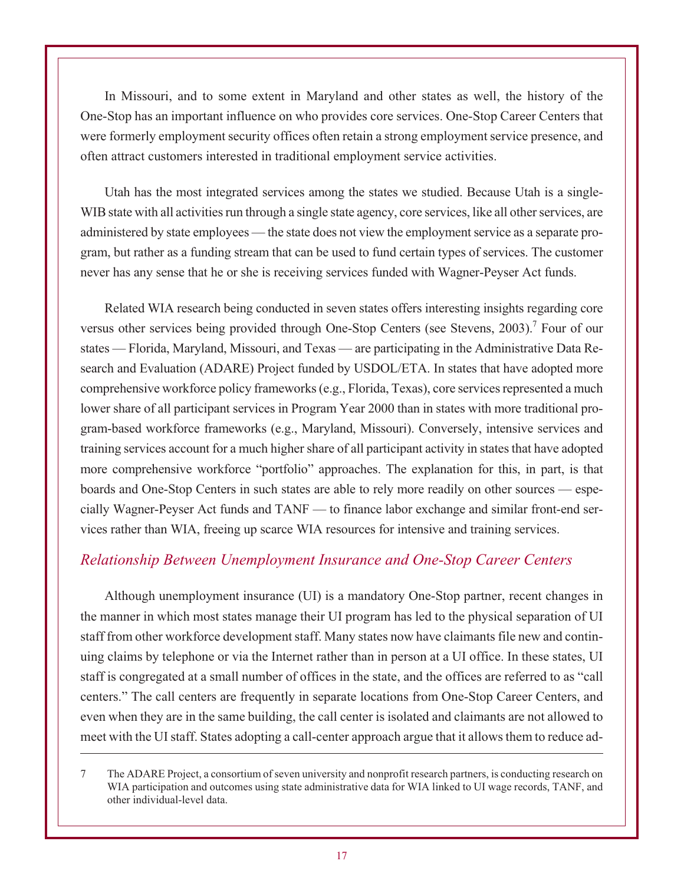In Missouri, and to some extent in Maryland and other states as well, the history of the One-Stop has an important influence on who provides core services. One-Stop Career Centers that were formerly employment security offices often retain a strong employment service presence, and often attract customers interested in traditional employment service activities.

Utah has the most integrated services among the states we studied. Because Utah is a single-WIB state with all activities run through a single state agency, core services, like all other services, are administered by state employees — the state does not view the employment service as a separate program, but rather as a funding stream that can be used to fund certain types of services. The customer never has any sense that he or she is receiving services funded with Wagner-Peyser Act funds.

Related WIA research being conducted in seven states offers interesting insights regarding core versus other services being provided through One-Stop Centers (see Stevens, 2003).[7] Four of our states — Florida, Maryland, Missouri, and Texas — are participating in the Administrative Data Research and Evaluation (ADARE) Project funded by USDOL/ETA. In states that have adopted more comprehensive workforce policy frameworks (e.g., Florida, Texas), core services represented a much lower share of all participant services in Program Year 2000 than in states with more traditional program-based workforce frameworks (e.g., Maryland, Missouri). Conversely, intensive services and training services account for a much higher share of all participant activity in states that have adopted more comprehensive workforce "portfolio" approaches. The explanation for this, in part, is that boards and One-Stop Centers in such states are able to rely more readily on other sources — especially Wagner-Peyser Act funds and TANF — to finance labor exchange and similar front-end services rather than WIA, freeing up scarce WIA resources for intensive and training services.

## *Relationship Between Unemployment Insurance and One-Stop Career Centers*

Although unemployment insurance (UI) is a mandatory One-Stop partner, recent changes in the manner in which most states manage their UI program has led to the physical separation of UI staff from other workforce development staff. Many states now have claimants file new and continuing claims by telephone or via the Internet rather than in person at a UI office. In these states, UI staff is congregated at a small number of offices in the state, and the offices are referred to as "call centers." The call centers are frequently in separate locations from One-Stop Career Centers, and even when they are in the same building, the call center is isolated and claimants are not allowed to meet with the UI staff. States adopting a call-center approach argue that it allows them to reduce ad-

---

7 The ADARE Project, a consortium of seven university and nonprofit research partners, is conducting research on WIA participation and outcomes using state administrative data for WIA linked to UI wage records, TANF, and other individual-level data.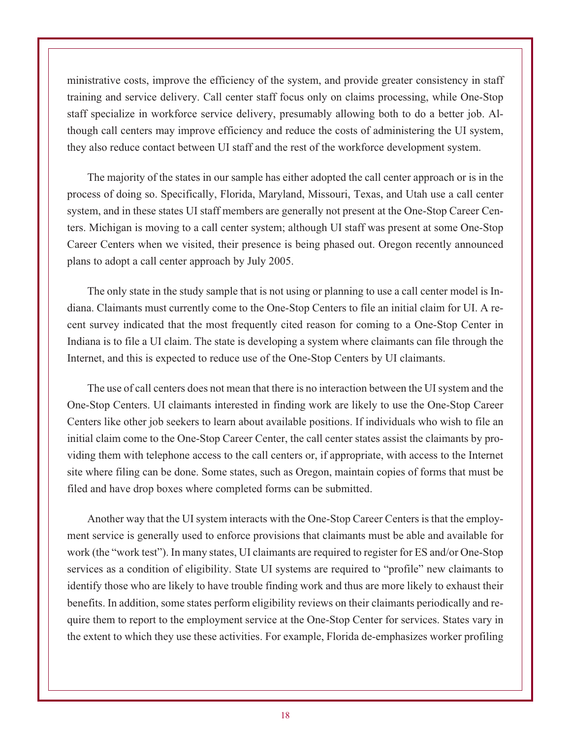ministrative costs, improve the efficiency of the system, and provide greater consistency in staff training and service delivery. Call center staff focus only on claims processing, while One-Stop staff specialize in workforce service delivery, presumably allowing both to do a better job. Although call centers may improve efficiency and reduce the costs of administering the UI system, they also reduce contact between UI staff and the rest of the workforce development system.

The majority of the states in our sample has either adopted the call center approach or is in the process of doing so. Specifically, Florida, Maryland, Missouri, Texas, and Utah use a call center system, and in these states UI staff members are generally not present at the One-Stop Career Centers. Michigan is moving to a call center system; although UI staff was present at some One-Stop Career Centers when we visited, their presence is being phased out. Oregon recently announced plans to adopt a call center approach by July 2005.

The only state in the study sample that is not using or planning to use a call center model is Indiana. Claimants must currently come to the One-Stop Centers to file an initial claim for UI. A recent survey indicated that the most frequently cited reason for coming to a One-Stop Center in Indiana is to file a UI claim. The state is developing a system where claimants can file through the Internet, and this is expected to reduce use of the One-Stop Centers by UI claimants.

The use of call centers does not mean that there is no interaction between the UI system and the One-Stop Centers. UI claimants interested in finding work are likely to use the One-Stop Career Centers like other job seekers to learn about available positions. If individuals who wish to file an initial claim come to the One-Stop Career Center, the call center states assist the claimants by providing them with telephone access to the call centers or, if appropriate, with access to the Internet site where filing can be done. Some states, such as Oregon, maintain copies of forms that must be filed and have drop boxes where completed forms can be submitted.

Another way that the UI system interacts with the One-Stop Career Centers is that the employment service is generally used to enforce provisions that claimants must be able and available for work (the "work test"). In many states, UI claimants are required to register for ES and/or One-Stop services as a condition of eligibility. State UI systems are required to "profile" new claimants to identify those who are likely to have trouble finding work and thus are more likely to exhaust their benefits. In addition, some states perform eligibility reviews on their claimants periodically and require them to report to the employment service at the One-Stop Center for services. States vary in the extent to which they use these activities. For example, Florida de-emphasizes worker profiling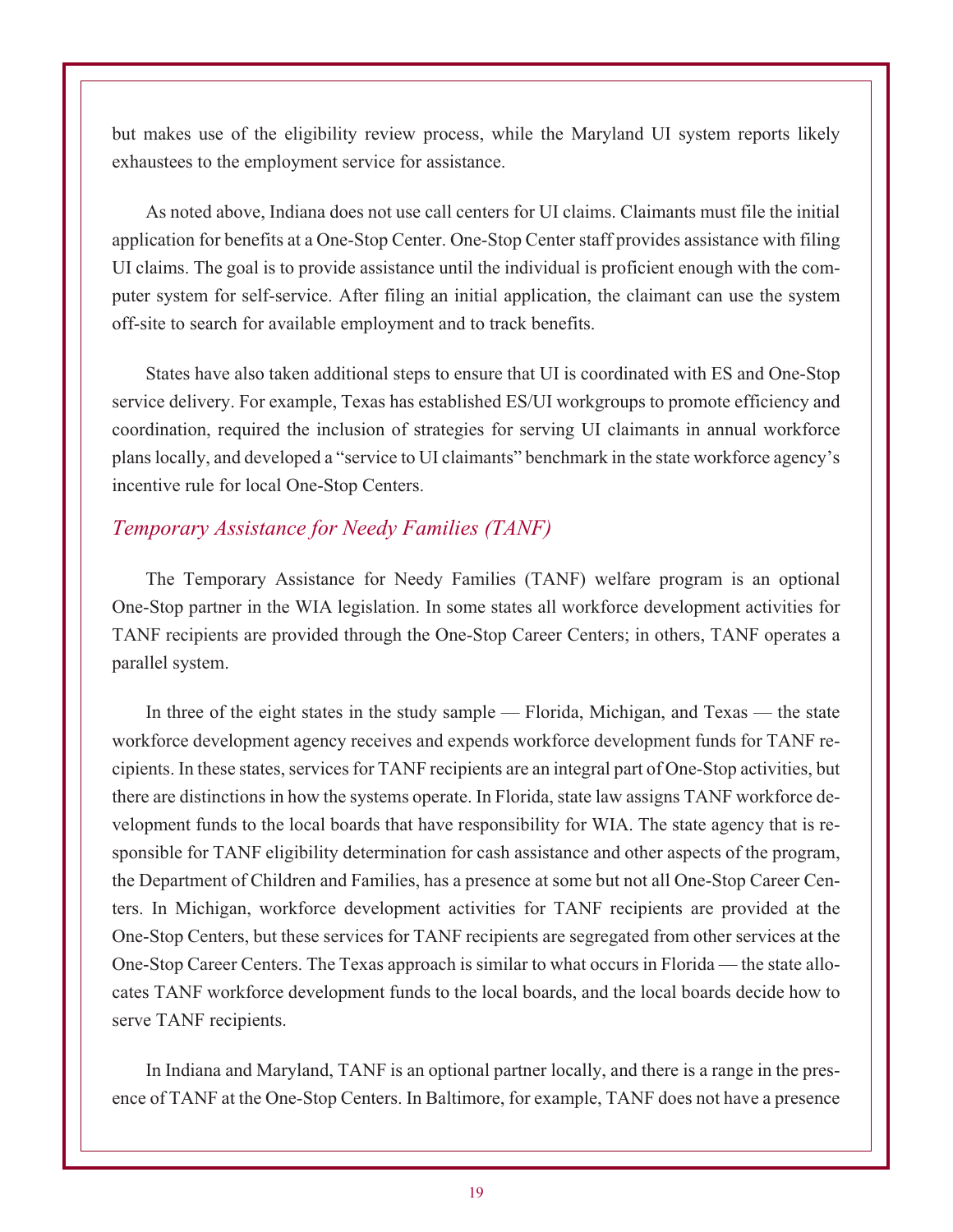but makes use of the eligibility review process, while the Maryland UI system reports likely exhaustees to the employment service for assistance.

As noted above, Indiana does not use call centers for UI claims. Claimants must file the initial application for benefits at a One-Stop Center. One-Stop Center staff provides assistance with filing UI claims. The goal is to provide assistance until the individual is proficient enough with the computer system for self-service. After filing an initial application, the claimant can use the system off-site to search for available employment and to track benefits.

States have also taken additional steps to ensure that UI is coordinated with ES and One-Stop service delivery. For example, Texas has established ES/UI workgroups to promote efficiency and coordination, required the inclusion of strategies for serving UI claimants in annual workforce plans locally, and developed a "service to UI claimants" benchmark in the state workforce agency's incentive rule for local One-Stop Centers.

### *Temporary Assistance for Needy Families (TANF)*

The Temporary Assistance for Needy Families (TANF) welfare program is an optional One-Stop partner in the WIA legislation. In some states all workforce development activities for TANF recipients are provided through the One-Stop Career Centers; in others, TANF operates a parallel system.

In three of the eight states in the study sample — Florida, Michigan, and Texas — the state workforce development agency receives and expends workforce development funds for TANF recipients. In these states, services for TANF recipients are an integral part of One-Stop activities, but there are distinctions in how the systems operate. In Florida, state law assigns TANF workforce development funds to the local boards that have responsibility for WIA. The state agency that is responsible for TANF eligibility determination for cash assistance and other aspects of the program, the Department of Children and Families, has a presence at some but not all One-Stop Career Centers. In Michigan, workforce development activities for TANF recipients are provided at the One-Stop Centers, but these services for TANF recipients are segregated from other services at the One-Stop Career Centers. The Texas approach is similar to what occurs in Florida — the state allocates TANF workforce development funds to the local boards, and the local boards decide how to serve TANF recipients.

In Indiana and Maryland, TANF is an optional partner locally, and there is a range in the presence of TANF at the One-Stop Centers. In Baltimore, for example, TANF does not have a presence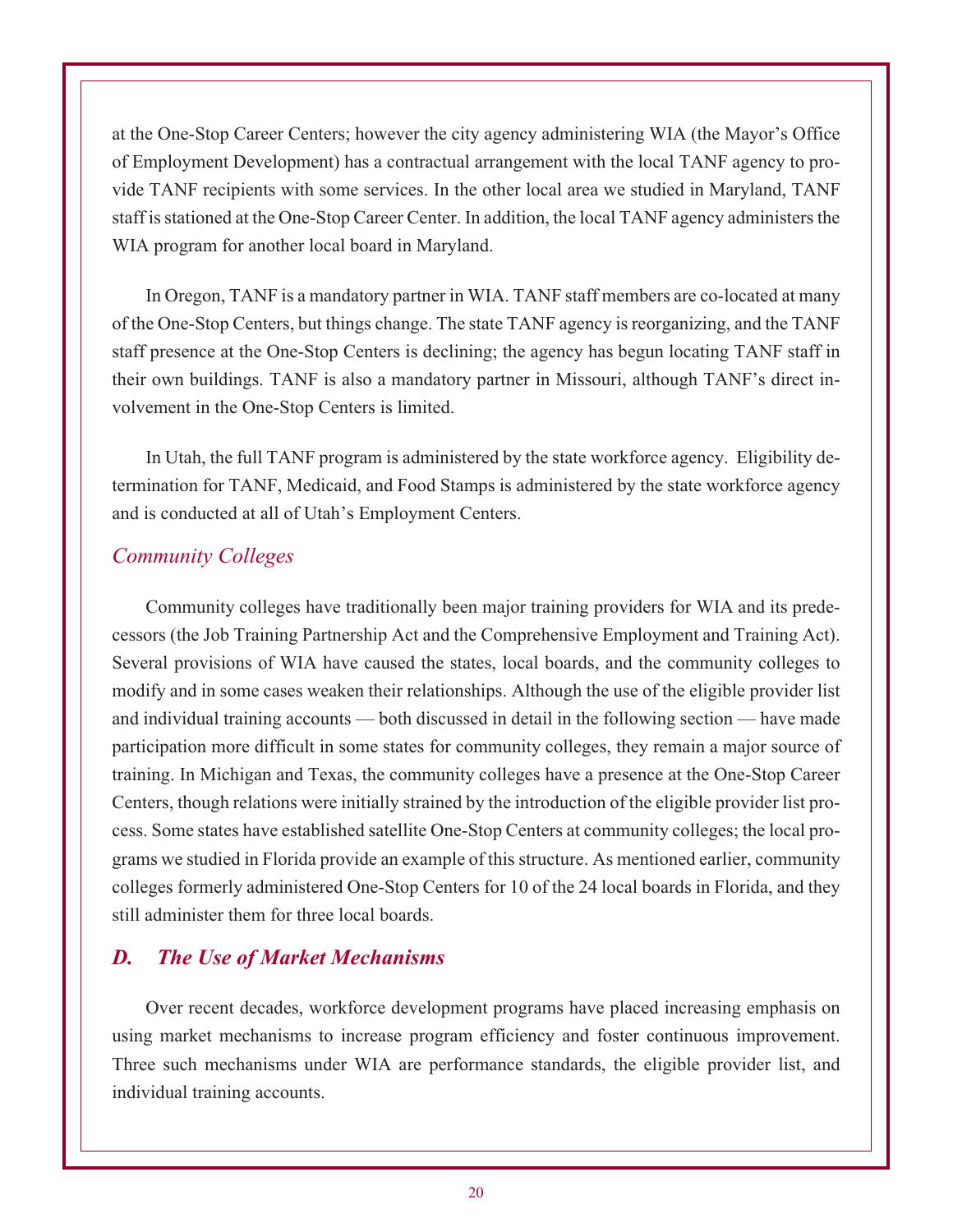at the One-Stop Career Centers; however the city agency administering WIA (the Mayor's Office of Employment Development) has a contractual arrangement with the local TANF agency to provide TANF recipients with some services. In the other local area we studied in Maryland, TANF staff is stationed at the One-Stop Career Center. In addition, the local TANF agency administers the WIA program for another local board in Maryland.

In Oregon, TANF is a mandatory partner in WIA. TANF staff members are co-located at many of the One-Stop Centers, but things change. The state TANF agency is reorganizing, and the TANF staff presence at the One-Stop Centers is declining; the agency has begun locating TANF staff in their own buildings. TANF is also a mandatory partner in Missouri, although TANF's direct involvement in the One-Stop Centers is limited.

In Utah, the full TANF program is administered by the state workforce agency. Eligibility determination for TANF, Medicaid, and Food Stamps is administered by the state workforce agency and is conducted at all of Utah's Employment Centers.

### *Community Colleges*

Community colleges have traditionally been major training providers for WIA and its predecessors (the Job Training Partnership Act and the Comprehensive Employment and Training Act). Several provisions of WIA have caused the states, local boards, and the community colleges to modify and in some cases weaken their relationships. Although the use of the eligible provider list and individual training accounts — both discussed in detail in the following section — have made participation more difficult in some states for community colleges, they remain a major source of training. In Michigan and Texas, the community colleges have a presence at the One-Stop Career Centers, though relations were initially strained by the introduction of the eligible provider list process. Some states have established satellite One-Stop Centers at community colleges; the local programs we studied in Florida provide an example of this structure. As mentioned earlier, community colleges formerly administered One-Stop Centers for 10 of the 24 local boards in Florida, and they still administer them for three local boards.

## *D. The Use of Market Mechanisms*

Over recent decades, workforce development programs have placed increasing emphasis on using market mechanisms to increase program efficiency and foster continuous improvement. Three such mechanisms under WIA are performance standards, the eligible provider list, and individual training accounts.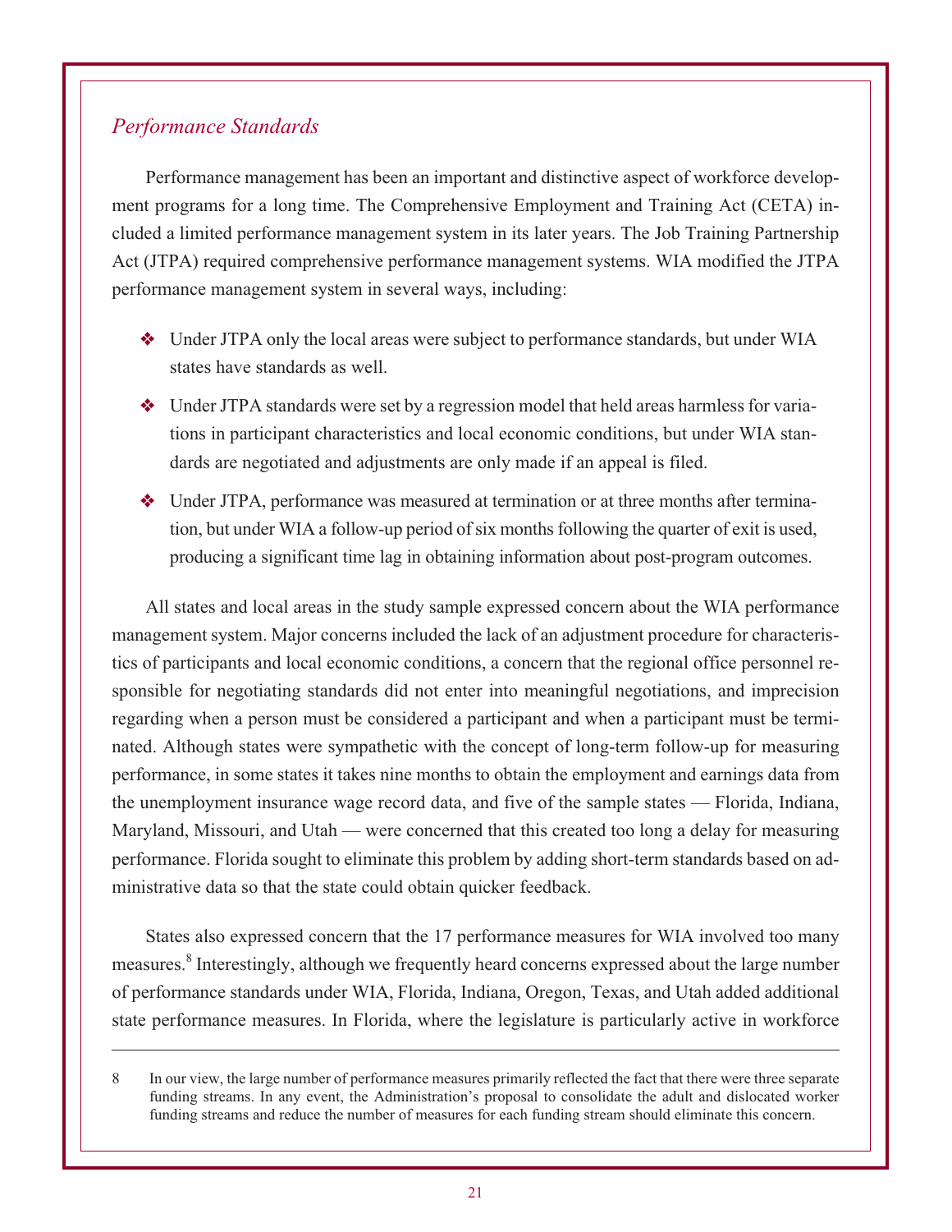### *Performance Standards*

Performance management has been an important and distinctive aspect of workforce development programs for a long time. The Comprehensive Employment and Training Act (CETA) included a limited performance management system in its later years. The Job Training Partnership Act (JTPA) required comprehensive performance management systems. WIA modified the JTPA performance management system in several ways, including:

- Under JTPA only the local areas were subject to performance standards, but under WIA states have standards as well.
- Under JTPA standards were set by a regression model that held areas harmless for variations in participant characteristics and local economic conditions, but under WIA standards are negotiated and adjustments are only made if an appeal is filed.
- Under JTPA, performance was measured at termination or at three months after termination, but under WIA a follow-up period of six months following the quarter of exit is used, producing a significant time lag in obtaining information about post-program outcomes.

All states and local areas in the study sample expressed concern about the WIA performance management system. Major concerns included the lack of an adjustment procedure for characteristics of participants and local economic conditions, a concern that the regional office personnel responsible for negotiating standards did not enter into meaningful negotiations, and imprecision regarding when a person must be considered a participant and when a participant must be terminated. Although states were sympathetic with the concept of long-term follow-up for measuring performance, in some states it takes nine months to obtain the employment and earnings data from the unemployment insurance wage record data, and five of the sample states — Florida, Indiana, Maryland, Missouri, and Utah — were concerned that this created too long a delay for measuring performance. Florida sought to eliminate this problem by adding short-term standards based on administrative data so that the state could obtain quicker feedback.

States also expressed concern that the 17 performance measures for WIA involved too many measures.[8] Interestingly, although we frequently heard concerns expressed about the large number of performance standards under WIA, Florida, Indiana, Oregon, Texas, and Utah added additional state performance measures. In Florida, where the legislature is particularly active in workforce

---

8 In our view, the large number of performance measures primarily reflected the fact that there were three separate funding streams. In any event, the Administration's proposal to consolidate the adult and dislocated worker funding streams and reduce the number of measures for each funding stream should eliminate this concern.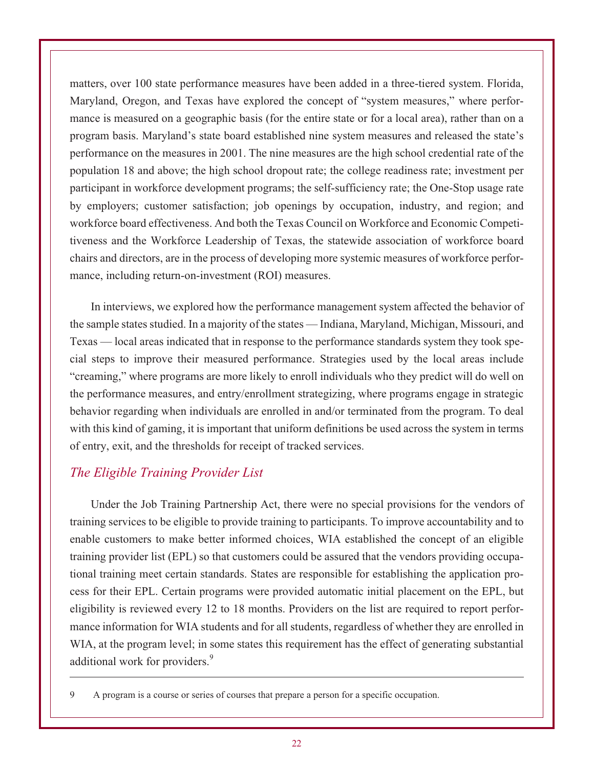matters, over 100 state performance measures have been added in a three-tiered system. Florida, Maryland, Oregon, and Texas have explored the concept of "system measures," where performance is measured on a geographic basis (for the entire state or for a local area), rather than on a program basis. Maryland's state board established nine system measures and released the state's performance on the measures in 2001. The nine measures are the high school credential rate of the population 18 and above; the high school dropout rate; the college readiness rate; investment per participant in workforce development programs; the self-sufficiency rate; the One-Stop usage rate by employers; customer satisfaction; job openings by occupation, industry, and region; and workforce board effectiveness. And both the Texas Council on Workforce and Economic Competitiveness and the Workforce Leadership of Texas, the statewide association of workforce board chairs and directors, are in the process of developing more systemic measures of workforce performance, including return-on-investment (ROI) measures.

In interviews, we explored how the performance management system affected the behavior of the sample states studied. In a majority of the states — Indiana, Maryland, Michigan, Missouri, and Texas — local areas indicated that in response to the performance standards system they took special steps to improve their measured performance. Strategies used by the local areas include "creaming," where programs are more likely to enroll individuals who they predict will do well on the performance measures, and entry/enrollment strategizing, where programs engage in strategic behavior regarding when individuals are enrolled in and/or terminated from the program. To deal with this kind of gaming, it is important that uniform definitions be used across the system in terms of entry, exit, and the thresholds for receipt of tracked services.

### *The Eligible Training Provider List*

Under the Job Training Partnership Act, there were no special provisions for the vendors of training services to be eligible to provide training to participants. To improve accountability and to enable customers to make better informed choices, WIA established the concept of an eligible training provider list (EPL) so that customers could be assured that the vendors providing occupational training meet certain standards. States are responsible for establishing the application process for their EPL. Certain programs were provided automatic initial placement on the EPL, but eligibility is reviewed every 12 to 18 months. Providers on the list are required to report performance information for WIA students and for all students, regardless of whether they are enrolled in WIA, at the program level; in some states this requirement has the effect of generating substantial additional work for providers.[9]

---

9 A program is a course or series of courses that prepare a person for a specific occupation.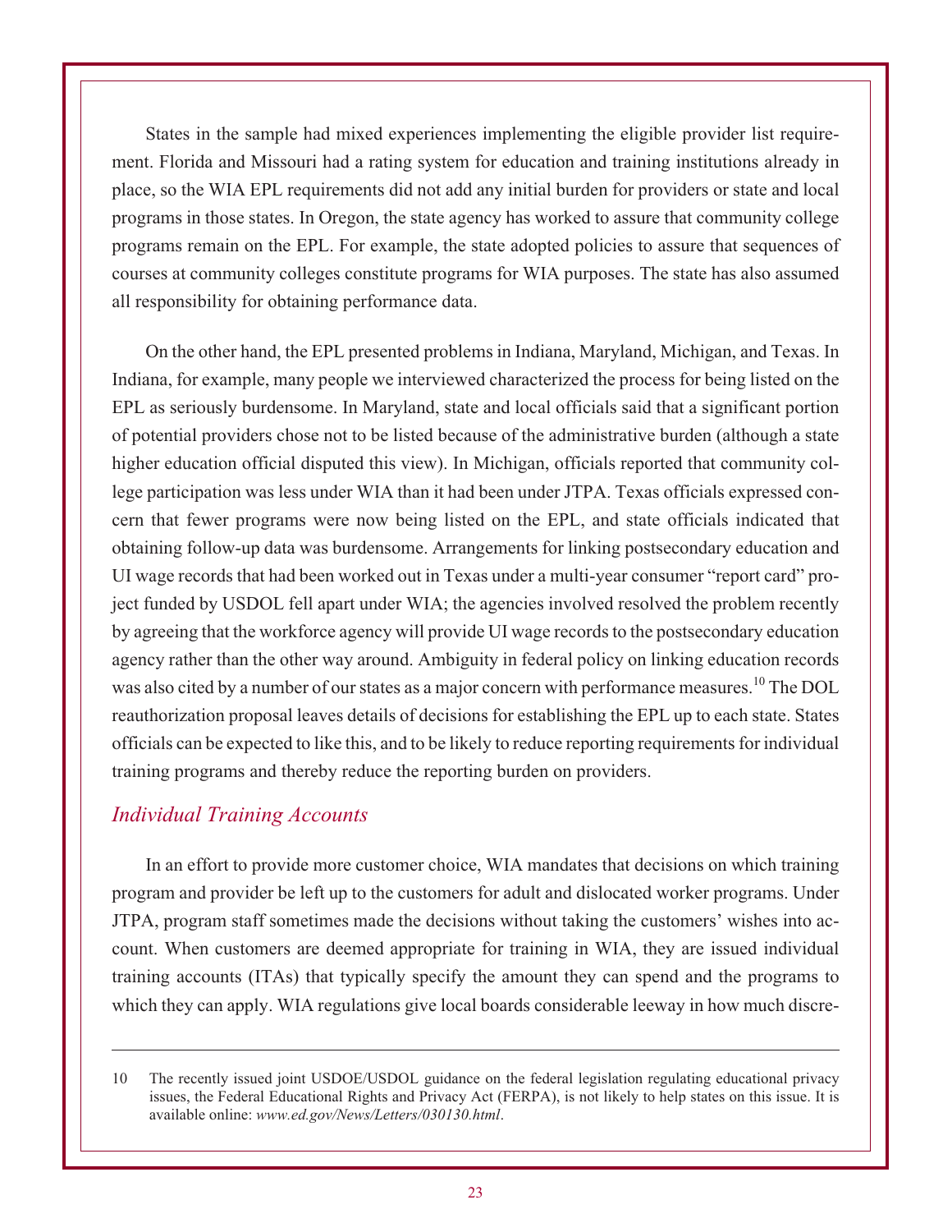States in the sample had mixed experiences implementing the eligible provider list requirement. Florida and Missouri had a rating system for education and training institutions already in place, so the WIA EPL requirements did not add any initial burden for providers or state and local programs in those states. In Oregon, the state agency has worked to assure that community college programs remain on the EPL. For example, the state adopted policies to assure that sequences of courses at community colleges constitute programs for WIA purposes. The state has also assumed all responsibility for obtaining performance data.

On the other hand, the EPL presented problems in Indiana, Maryland, Michigan, and Texas. In Indiana, for example, many people we interviewed characterized the process for being listed on the EPL as seriously burdensome. In Maryland, state and local officials said that a significant portion of potential providers chose not to be listed because of the administrative burden (although a state higher education official disputed this view). In Michigan, officials reported that community college participation was less under WIA than it had been under JTPA. Texas officials expressed concern that fewer programs were now being listed on the EPL, and state officials indicated that obtaining follow-up data was burdensome. Arrangements for linking postsecondary education and UI wage records that had been worked out in Texas under a multi-year consumer "report card" project funded by USDOL fell apart under WIA; the agencies involved resolved the problem recently by agreeing that the workforce agency will provide UI wage records to the postsecondary education agency rather than the other way around. Ambiguity in federal policy on linking education records was also cited by a number of our states as a major concern with performance measures.[10] The DOL reauthorization proposal leaves details of decisions for establishing the EPL up to each state. States officials can be expected to like this, and to be likely to reduce reporting requirements for individual training programs and thereby reduce the reporting burden on providers.

### *Individual Training Accounts*

In an effort to provide more customer choice, WIA mandates that decisions on which training program and provider be left up to the customers for adult and dislocated worker programs. Under JTPA, program staff sometimes made the decisions without taking the customers' wishes into account. When customers are deemed appropriate for training in WIA, they are issued individual training accounts (ITAs) that typically specify the amount they can spend and the programs to which they can apply. WIA regulations give local boards considerable leeway in how much discre-

---

10 The recently issued joint USDOE/USDOL guidance on the federal legislation regulating educational privacy issues, the Federal Educational Rights and Privacy Act (FERPA), is not likely to help states on this issue. It is available online: *www.ed.gov/News/Letters/030130.html*.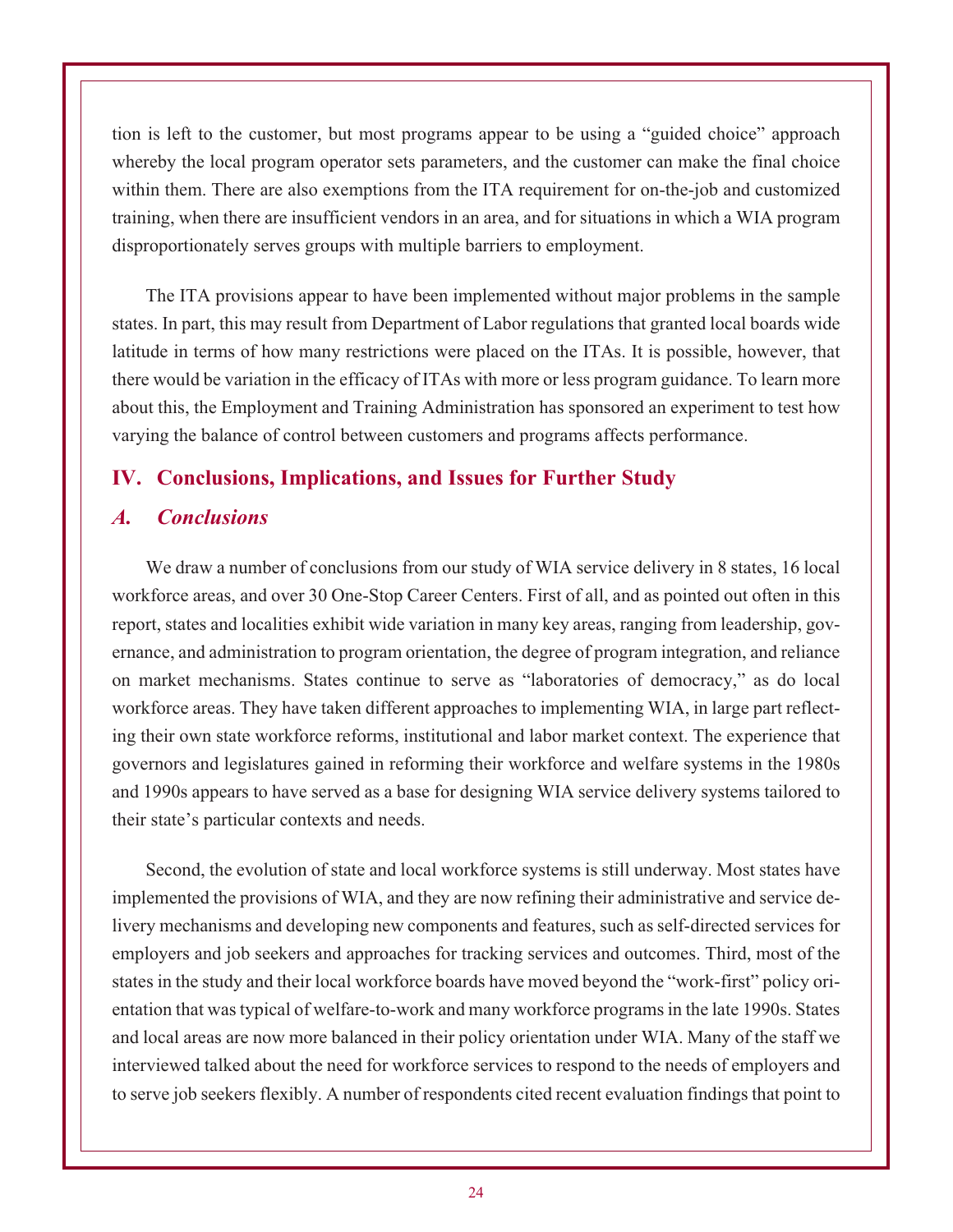tion is left to the customer, but most programs appear to be using a "guided choice" approach whereby the local program operator sets parameters, and the customer can make the final choice within them. There are also exemptions from the ITA requirement for on-the-job and customized training, when there are insufficient vendors in an area, and for situations in which a WIA program disproportionately serves groups with multiple barriers to employment.

The ITA provisions appear to have been implemented without major problems in the sample states. In part, this may result from Department of Labor regulations that granted local boards wide latitude in terms of how many restrictions were placed on the ITAs. It is possible, however, that there would be variation in the efficacy of ITAs with more or less program guidance. To learn more about this, the Employment and Training Administration has sponsored an experiment to test how varying the balance of control between customers and programs affects performance.

## IV. Conclusions, Implications, and Issues for Further Study

### *A. Conclusions*

We draw a number of conclusions from our study of WIA service delivery in 8 states, 16 local workforce areas, and over 30 One-Stop Career Centers. First of all, and as pointed out often in this report, states and localities exhibit wide variation in many key areas, ranging from leadership, governance, and administration to program orientation, the degree of program integration, and reliance on market mechanisms. States continue to serve as "laboratories of democracy," as do local workforce areas. They have taken different approaches to implementing WIA, in large part reflecting their own state workforce reforms, institutional and labor market context. The experience that governors and legislatures gained in reforming their workforce and welfare systems in the 1980s and 1990s appears to have served as a base for designing WIA service delivery systems tailored to their state's particular contexts and needs.

Second, the evolution of state and local workforce systems is still underway. Most states have implemented the provisions of WIA, and they are now refining their administrative and service delivery mechanisms and developing new components and features, such as self-directed services for employers and job seekers and approaches for tracking services and outcomes. Third, most of the states in the study and their local workforce boards have moved beyond the "work-first" policy orientation that was typical of welfare-to-work and many workforce programs in the late 1990s. States and local areas are now more balanced in their policy orientation under WIA. Many of the staff we interviewed talked about the need for workforce services to respond to the needs of employers and to serve job seekers flexibly. A number of respondents cited recent evaluation findings that point to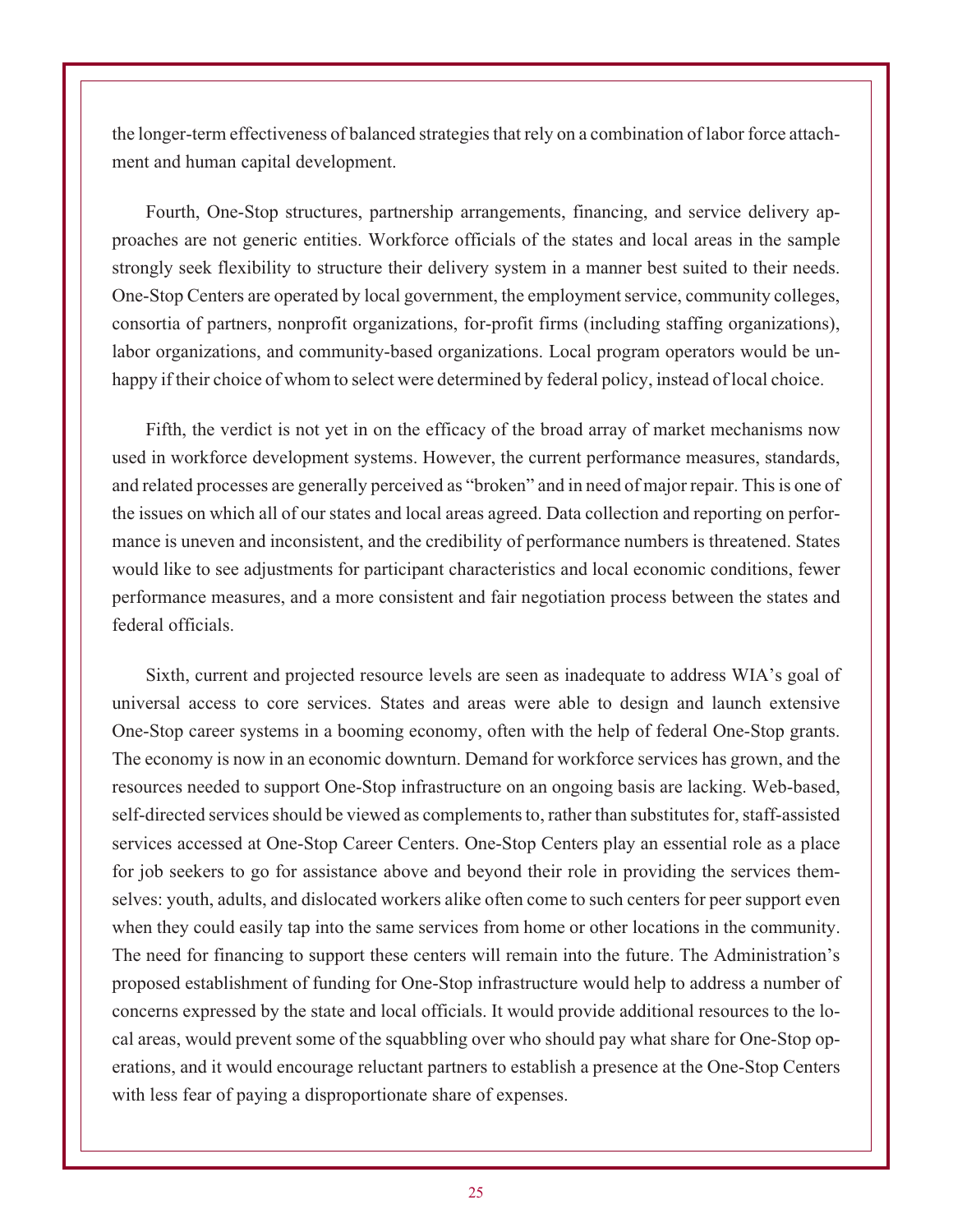the longer-term effectiveness of balanced strategies that rely on a combination of labor force attachment and human capital development.

Fourth, One-Stop structures, partnership arrangements, financing, and service delivery approaches are not generic entities. Workforce officials of the states and local areas in the sample strongly seek flexibility to structure their delivery system in a manner best suited to their needs. One-Stop Centers are operated by local government, the employment service, community colleges, consortia of partners, nonprofit organizations, for-profit firms (including staffing organizations), labor organizations, and community-based organizations. Local program operators would be unhappy if their choice of whom to select were determined by federal policy, instead of local choice.

Fifth, the verdict is not yet in on the efficacy of the broad array of market mechanisms now used in workforce development systems. However, the current performance measures, standards, and related processes are generally perceived as "broken" and in need of major repair. This is one of the issues on which all of our states and local areas agreed. Data collection and reporting on performance is uneven and inconsistent, and the credibility of performance numbers is threatened. States would like to see adjustments for participant characteristics and local economic conditions, fewer performance measures, and a more consistent and fair negotiation process between the states and federal officials.

Sixth, current and projected resource levels are seen as inadequate to address WIA's goal of universal access to core services. States and areas were able to design and launch extensive One-Stop career systems in a booming economy, often with the help of federal One-Stop grants. The economy is now in an economic downturn. Demand for workforce services has grown, and the resources needed to support One-Stop infrastructure on an ongoing basis are lacking. Web-based, self-directed services should be viewed as complements to, rather than substitutes for, staff-assisted services accessed at One-Stop Career Centers. One-Stop Centers play an essential role as a place for job seekers to go for assistance above and beyond their role in providing the services themselves: youth, adults, and dislocated workers alike often come to such centers for peer support even when they could easily tap into the same services from home or other locations in the community. The need for financing to support these centers will remain into the future. The Administration's proposed establishment of funding for One-Stop infrastructure would help to address a number of concerns expressed by the state and local officials. It would provide additional resources to the local areas, would prevent some of the squabbling over who should pay what share for One-Stop operations, and it would encourage reluctant partners to establish a presence at the One-Stop Centers with less fear of paying a disproportionate share of expenses.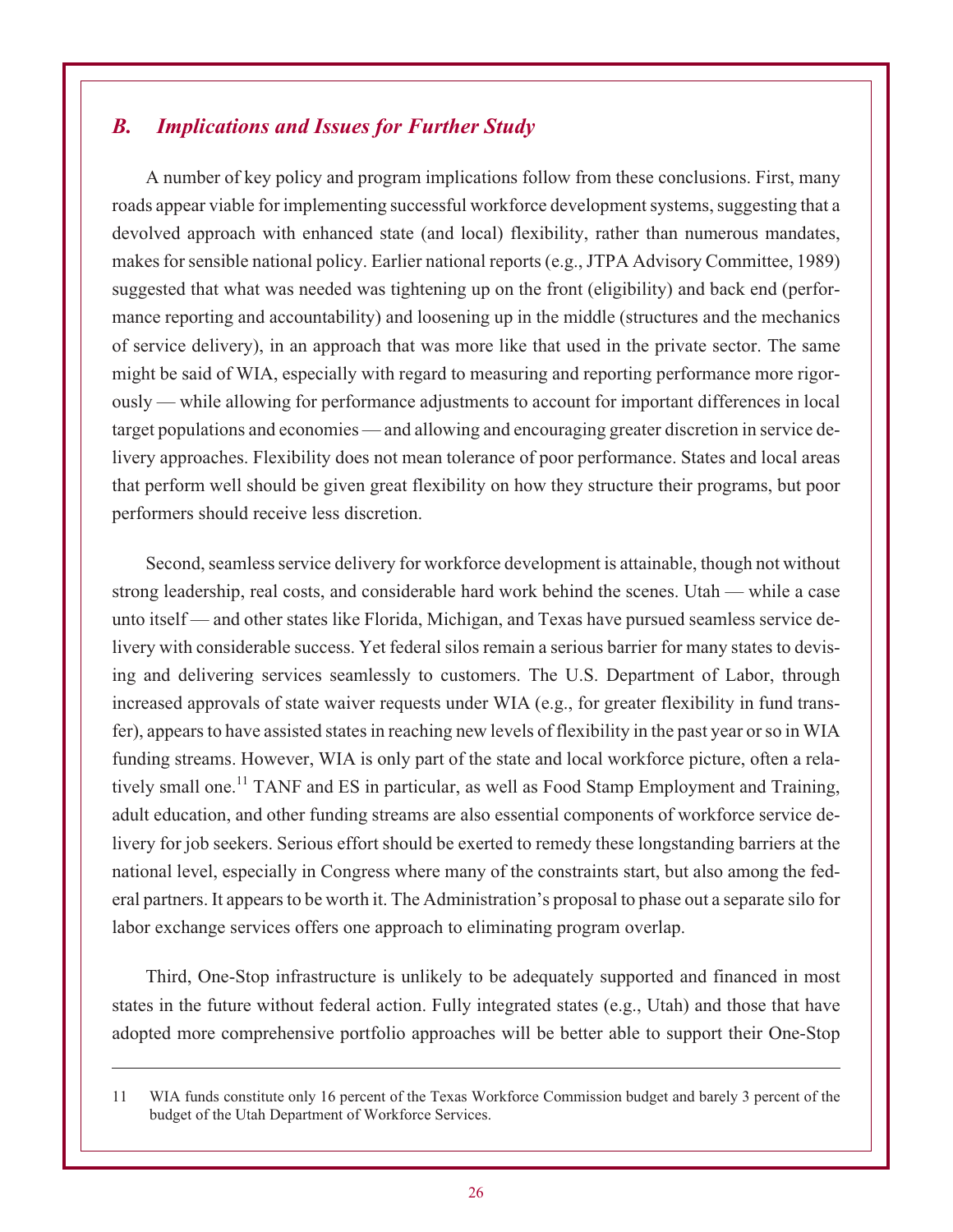## *B. Implications and Issues for Further Study*

A number of key policy and program implications follow from these conclusions. First, many roads appear viable for implementing successful workforce development systems, suggesting that a devolved approach with enhanced state (and local) flexibility, rather than numerous mandates, makes for sensible national policy. Earlier national reports (e.g., JTPA Advisory Committee, 1989) suggested that what was needed was tightening up on the front (eligibility) and back end (performance reporting and accountability) and loosening up in the middle (structures and the mechanics of service delivery), in an approach that was more like that used in the private sector. The same might be said of WIA, especially with regard to measuring and reporting performance more rigorously — while allowing for performance adjustments to account for important differences in local target populations and economies — and allowing and encouraging greater discretion in service delivery approaches. Flexibility does not mean tolerance of poor performance. States and local areas that perform well should be given great flexibility on how they structure their programs, but poor performers should receive less discretion.

Second, seamless service delivery for workforce development is attainable, though not without strong leadership, real costs, and considerable hard work behind the scenes. Utah — while a case unto itself — and other states like Florida, Michigan, and Texas have pursued seamless service delivery with considerable success. Yet federal silos remain a serious barrier for many states to devising and delivering services seamlessly to customers. The U.S. Department of Labor, through increased approvals of state waiver requests under WIA (e.g., for greater flexibility in fund transfer), appears to have assisted states in reaching new levels of flexibility in the past year or so in WIA funding streams. However, WIA is only part of the state and local workforce picture, often a relatively small one.[11] TANF and ES in particular, as well as Food Stamp Employment and Training, adult education, and other funding streams are also essential components of workforce service delivery for job seekers. Serious effort should be exerted to remedy these longstanding barriers at the national level, especially in Congress where many of the constraints start, but also among the federal partners. It appears to be worth it. The Administration's proposal to phase out a separate silo for labor exchange services offers one approach to eliminating program overlap.

Third, One-Stop infrastructure is unlikely to be adequately supported and financed in most states in the future without federal action. Fully integrated states (e.g., Utah) and those that have adopted more comprehensive portfolio approaches will be better able to support their One-Stop

---

11 WIA funds constitute only 16 percent of the Texas Workforce Commission budget and barely 3 percent of the budget of the Utah Department of Workforce Services.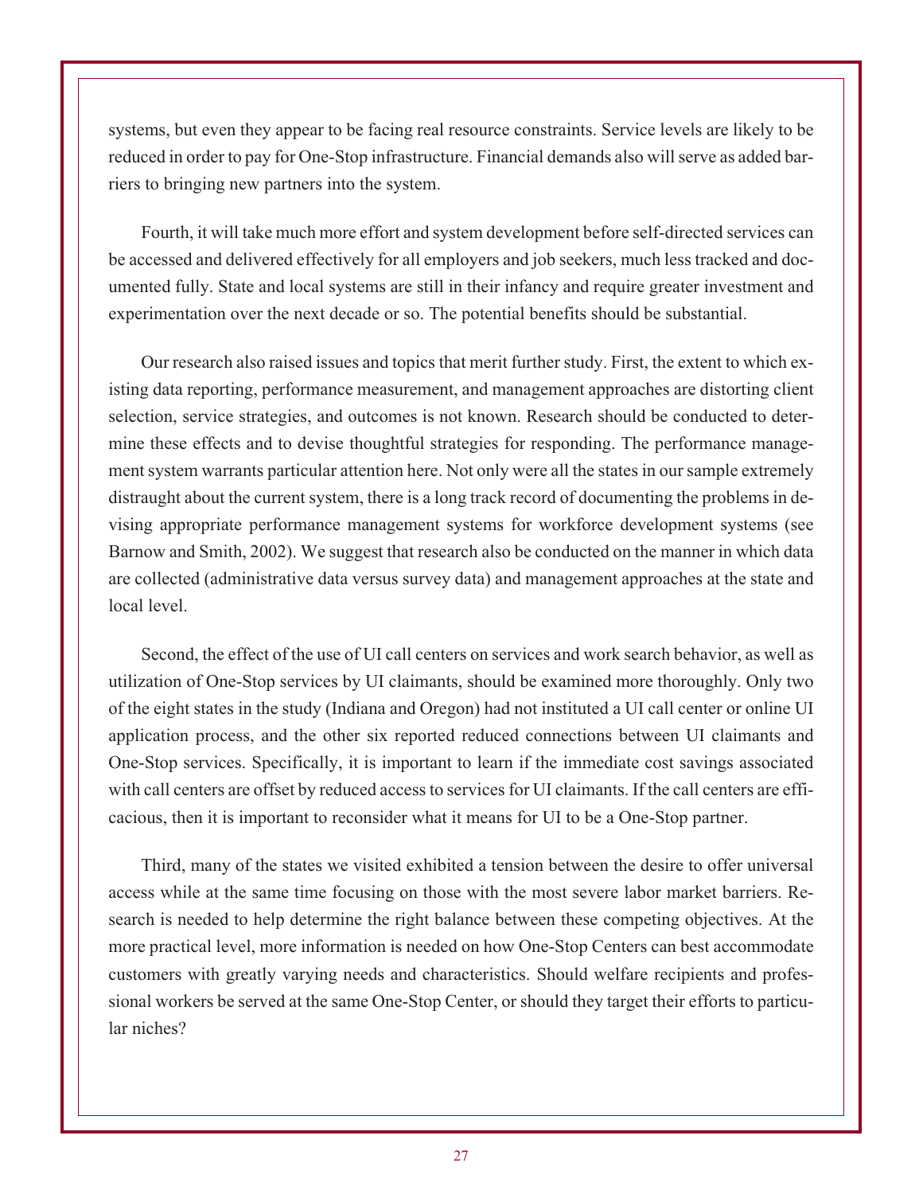systems, but even they appear to be facing real resource constraints. Service levels are likely to be reduced in order to pay for One-Stop infrastructure. Financial demands also will serve as added barriers to bringing new partners into the system.

Fourth, it will take much more effort and system development before self-directed services can be accessed and delivered effectively for all employers and job seekers, much less tracked and documented fully. State and local systems are still in their infancy and require greater investment and experimentation over the next decade or so. The potential benefits should be substantial.

Our research also raised issues and topics that merit further study. First, the extent to which existing data reporting, performance measurement, and management approaches are distorting client selection, service strategies, and outcomes is not known. Research should be conducted to determine these effects and to devise thoughtful strategies for responding. The performance management system warrants particular attention here. Not only were all the states in our sample extremely distraught about the current system, there is a long track record of documenting the problems in devising appropriate performance management systems for workforce development systems (see Barnow and Smith, 2002). We suggest that research also be conducted on the manner in which data are collected (administrative data versus survey data) and management approaches at the state and local level.

Second, the effect of the use of UI call centers on services and work search behavior, as well as utilization of One-Stop services by UI claimants, should be examined more thoroughly. Only two of the eight states in the study (Indiana and Oregon) had not instituted a UI call center or online UI application process, and the other six reported reduced connections between UI claimants and One-Stop services. Specifically, it is important to learn if the immediate cost savings associated with call centers are offset by reduced access to services for UI claimants. If the call centers are efficacious, then it is important to reconsider what it means for UI to be a One-Stop partner.

Third, many of the states we visited exhibited a tension between the desire to offer universal access while at the same time focusing on those with the most severe labor market barriers. Research is needed to help determine the right balance between these competing objectives. At the more practical level, more information is needed on how One-Stop Centers can best accommodate customers with greatly varying needs and characteristics. Should welfare recipients and professional workers be served at the same One-Stop Center, or should they target their efforts to particular niches?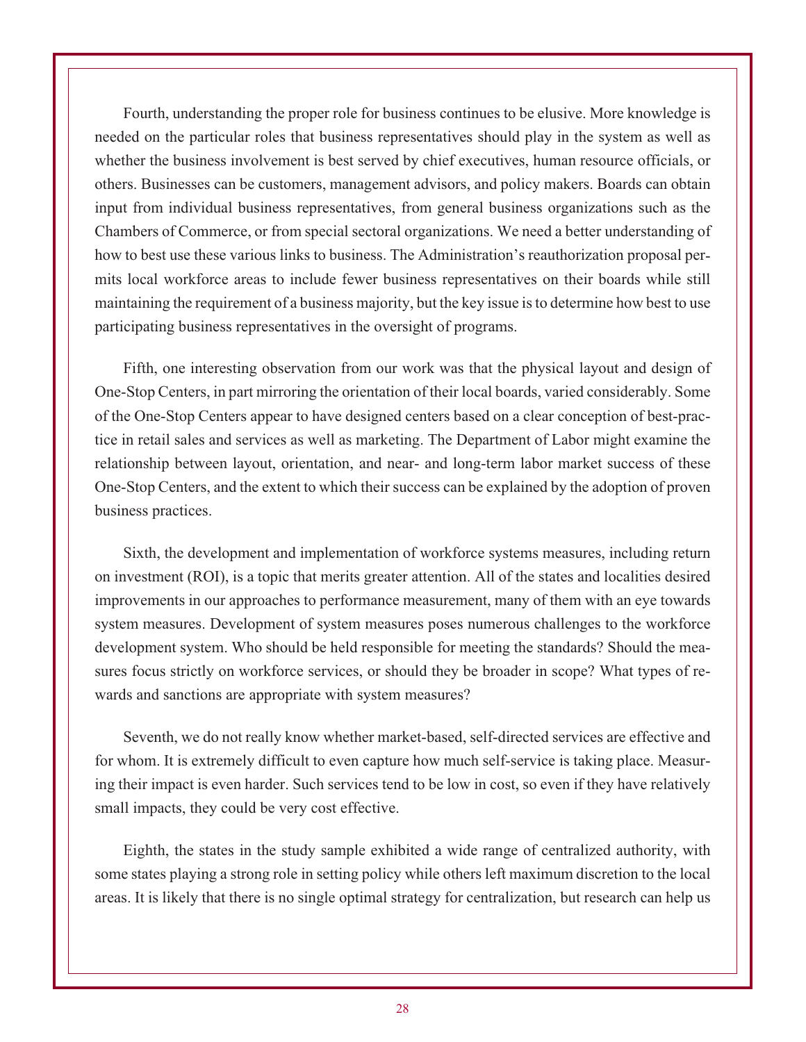Fourth, understanding the proper role for business continues to be elusive. More knowledge is needed on the particular roles that business representatives should play in the system as well as whether the business involvement is best served by chief executives, human resource officials, or others. Businesses can be customers, management advisors, and policy makers. Boards can obtain input from individual business representatives, from general business organizations such as the Chambers of Commerce, or from special sectoral organizations. We need a better understanding of how to best use these various links to business. The Administration's reauthorization proposal permits local workforce areas to include fewer business representatives on their boards while still maintaining the requirement of a business majority, but the key issue is to determine how best to use participating business representatives in the oversight of programs.

Fifth, one interesting observation from our work was that the physical layout and design of One-Stop Centers, in part mirroring the orientation of their local boards, varied considerably. Some of the One-Stop Centers appear to have designed centers based on a clear conception of best-practice in retail sales and services as well as marketing. The Department of Labor might examine the relationship between layout, orientation, and near- and long-term labor market success of these One-Stop Centers, and the extent to which their success can be explained by the adoption of proven business practices.

Sixth, the development and implementation of workforce systems measures, including return on investment (ROI), is a topic that merits greater attention. All of the states and localities desired improvements in our approaches to performance measurement, many of them with an eye towards system measures. Development of system measures poses numerous challenges to the workforce development system. Who should be held responsible for meeting the standards? Should the measures focus strictly on workforce services, or should they be broader in scope? What types of rewards and sanctions are appropriate with system measures?

Seventh, we do not really know whether market-based, self-directed services are effective and for whom. It is extremely difficult to even capture how much self-service is taking place. Measuring their impact is even harder. Such services tend to be low in cost, so even if they have relatively small impacts, they could be very cost effective.

Eighth, the states in the study sample exhibited a wide range of centralized authority, with some states playing a strong role in setting policy while others left maximum discretion to the local areas. It is likely that there is no single optimal strategy for centralization, but research can help us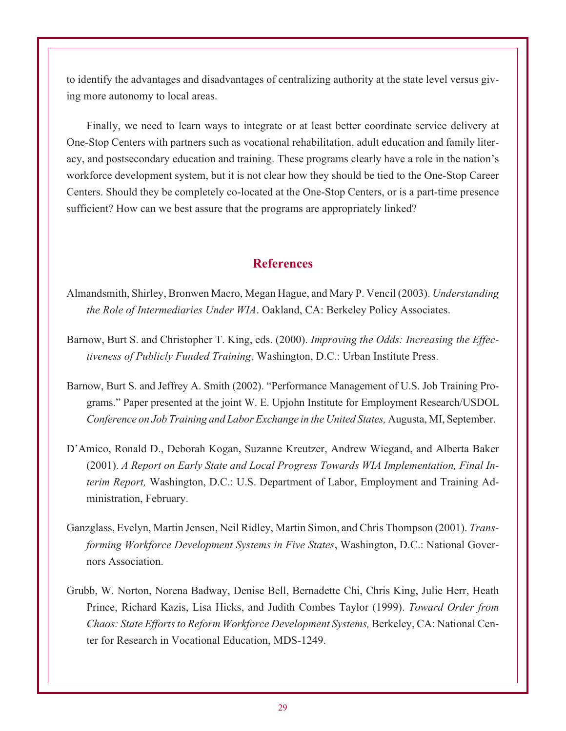to identify the advantages and disadvantages of centralizing authority at the state level versus giving more autonomy to local areas.

Finally, we need to learn ways to integrate or at least better coordinate service delivery at One-Stop Centers with partners such as vocational rehabilitation, adult education and family literacy, and postsecondary education and training. These programs clearly have a role in the nation's workforce development system, but it is not clear how they should be tied to the One-Stop Career Centers. Should they be completely co-located at the One-Stop Centers, or is a part-time presence sufficient? How can we best assure that the programs are appropriately linked?

## References

Almandsmith, Shirley, Bronwen Macro, Megan Hague, and Mary P. Vencil (2003). *Understanding the Role of Intermediaries Under WIA*. Oakland, CA: Berkeley Policy Associates.

Barnow, Burt S. and Christopher T. King, eds. (2000). *Improving the Odds: Increasing the Effectiveness of Publicly Funded Training*, Washington, D.C.: Urban Institute Press.

Barnow, Burt S. and Jeffrey A. Smith (2002). "Performance Management of U.S. Job Training Programs." Paper presented at the joint W. E. Upjohn Institute for Employment Research/USDOL *Conference on Job Training and Labor Exchange in the United States,* Augusta, MI, September.

D'Amico, Ronald D., Deborah Kogan, Suzanne Kreutzer, Andrew Wiegand, and Alberta Baker (2001). *A Report on Early State and Local Progress Towards WIA Implementation, Final Interim Report,* Washington, D.C.: U.S. Department of Labor, Employment and Training Administration, February.

Ganzglass, Evelyn, Martin Jensen, Neil Ridley, Martin Simon, and Chris Thompson (2001). *Transforming Workforce Development Systems in Five States*, Washington, D.C.: National Governors Association.

Grubb, W. Norton, Norena Badway, Denise Bell, Bernadette Chi, Chris King, Julie Herr, Heath Prince, Richard Kazis, Lisa Hicks, and Judith Combes Taylor (1999). *Toward Order from Chaos: State Efforts to Reform Workforce Development Systems,* Berkeley, CA: National Center for Research in Vocational Education, MDS-1249.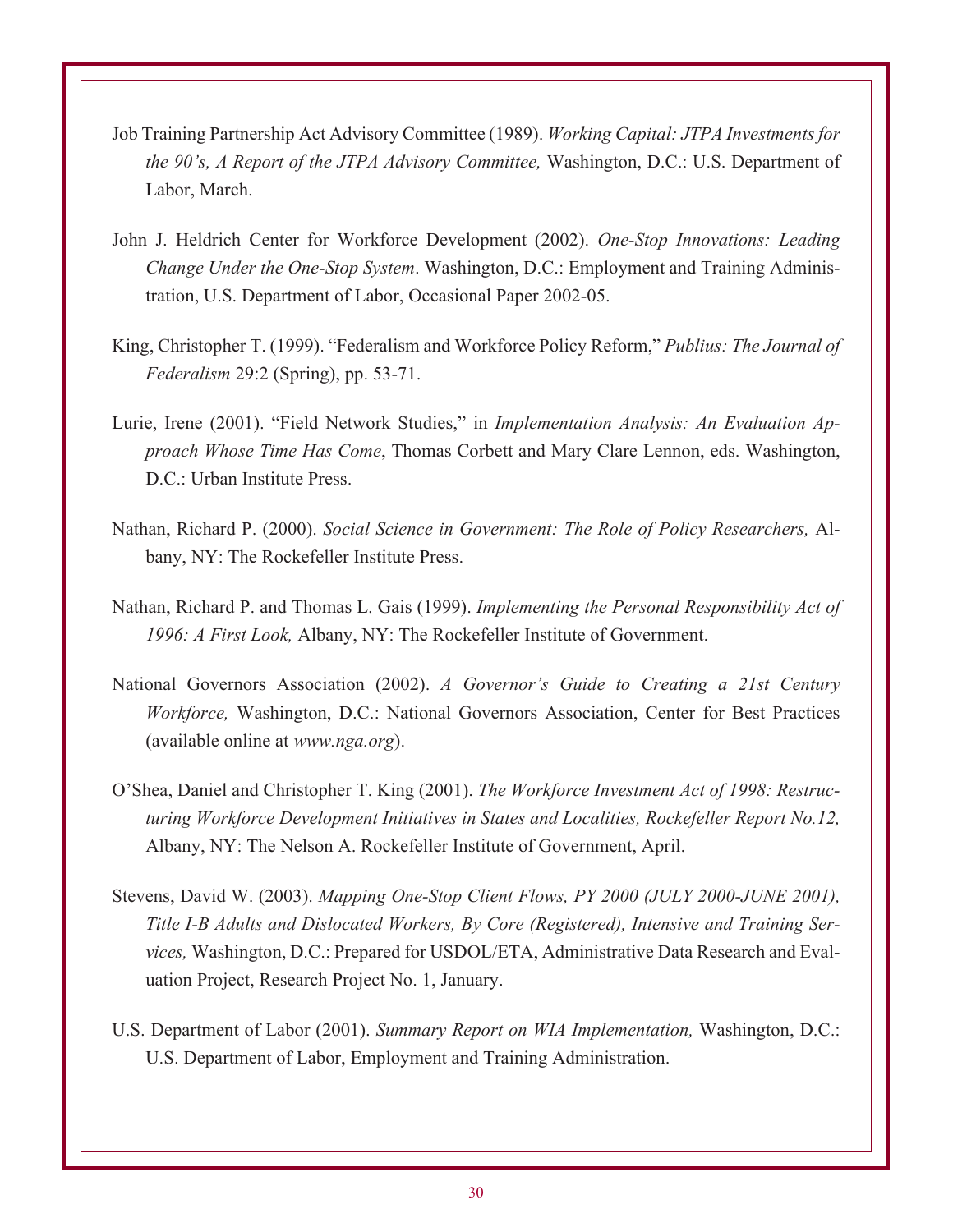Job Training Partnership Act Advisory Committee (1989). *Working Capital: JTPA Investments for the 90's, A Report of the JTPA Advisory Committee,* Washington, D.C.: U.S. Department of Labor, March.

John J. Heldrich Center for Workforce Development (2002). *One-Stop Innovations: Leading Change Under the One-Stop System*. Washington, D.C.: Employment and Training Administration, U.S. Department of Labor, Occasional Paper 2002-05.

King, Christopher T. (1999). "Federalism and Workforce Policy Reform," *Publius: The Journal of Federalism* 29:2 (Spring), pp. 53-71.

Lurie, Irene (2001). "Field Network Studies," in *Implementation Analysis: An Evaluation Approach Whose Time Has Come*, Thomas Corbett and Mary Clare Lennon, eds. Washington, D.C.: Urban Institute Press.

Nathan, Richard P. (2000). *Social Science in Government: The Role of Policy Researchers,* Albany, NY: The Rockefeller Institute Press.

Nathan, Richard P. and Thomas L. Gais (1999). *Implementing the Personal Responsibility Act of 1996: A First Look,* Albany, NY: The Rockefeller Institute of Government.

National Governors Association (2002). *A Governor's Guide to Creating a 21st Century Workforce,* Washington, D.C.: National Governors Association, Center for Best Practices (available online at *www.nga.org*).

O'Shea, Daniel and Christopher T. King (2001). *The Workforce Investment Act of 1998: Restructuring Workforce Development Initiatives in States and Localities, Rockefeller Report No.12,* Albany, NY: The Nelson A. Rockefeller Institute of Government, April.

Stevens, David W. (2003). *Mapping One-Stop Client Flows, PY 2000 (JULY 2000-JUNE 2001), Title I-B Adults and Dislocated Workers, By Core (Registered), Intensive and Training Services,* Washington, D.C.: Prepared for USDOL/ETA, Administrative Data Research and Evaluation Project, Research Project No. 1, January.

U.S. Department of Labor (2001). *Summary Report on WIA Implementation,* Washington, D.C.: U.S. Department of Labor, Employment and Training Administration.